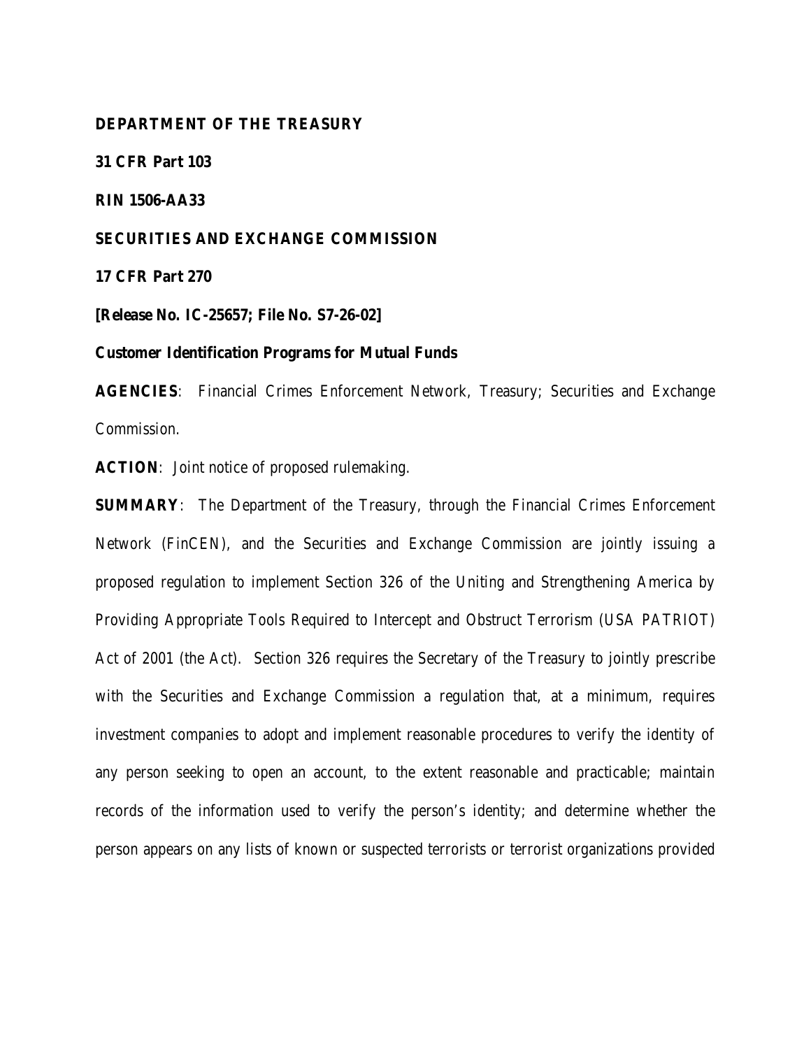**DEPARTMENT OF THE TREASURY**

**31 CFR Part 103**

**RIN 1506-AA33**

**SECURITIES AND EXCHANGE COMMISSION**

**17 CFR Part 270**

**[Release No. IC-25657; File No. S7-26-02]**

**Customer Identification Programs for Mutual Funds**

**AGENCIES**: Financial Crimes Enforcement Network, Treasury; Securities and Exchange Commission.

**ACTION**: Joint notice of proposed rulemaking.

**SUMMARY**: The Department of the Treasury, through the Financial Crimes Enforcement Network (FinCEN), and the Securities and Exchange Commission are jointly issuing a proposed regulation to implement Section 326 of the Uniting and Strengthening America by Providing Appropriate Tools Required to Intercept and Obstruct Terrorism (USA PATRIOT) Act of 2001 (the Act). Section 326 requires the Secretary of the Treasury to jointly prescribe with the Securities and Exchange Commission a regulation that, at a minimum, requires investment companies to adopt and implement reasonable procedures to verify the identity of any person seeking to open an account, to the extent reasonable and practicable; maintain records of the information used to verify the person's identity; and determine whether the person appears on any lists of known or suspected terrorists or terrorist organizations provided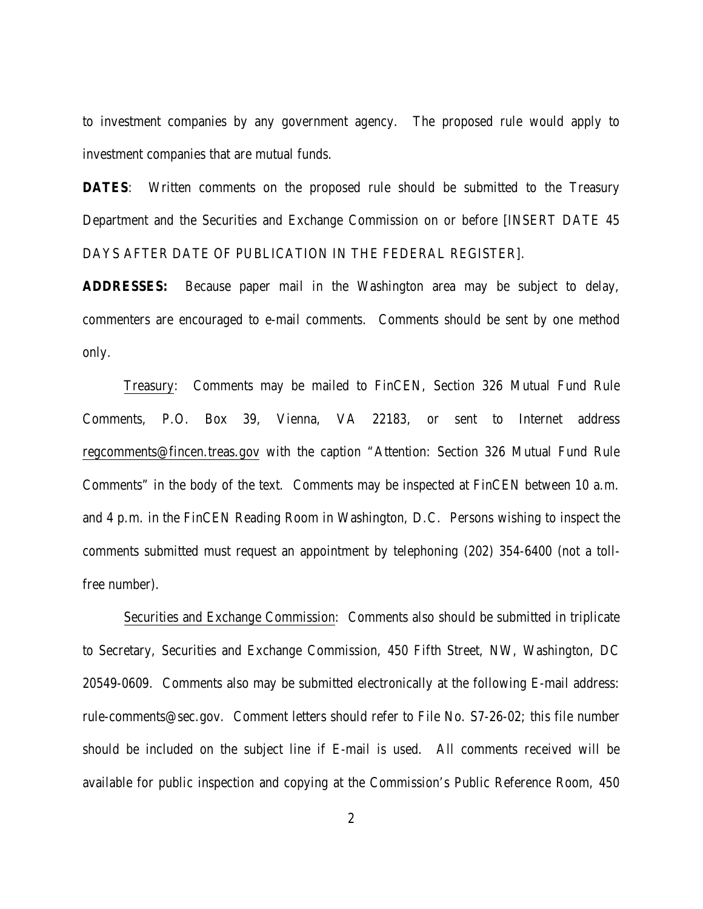to investment companies by any government agency. The proposed rule would apply to investment companies that are mutual funds.

**DATES**: Written comments on the proposed rule should be submitted to the Treasury Department and the Securities and Exchange Commission on or before [INSERT DATE 45 DAYS AFTER DATE OF PUBLICATION IN THE FEDERAL REGISTER].

**ADDRESSES:** Because paper mail in the Washington area may be subject to delay, commenters are encouraged to e-mail comments. Comments should be sent by one method only.

Treasury: Comments may be mailed to FinCEN, Section 326 Mutual Fund Rule Comments, P.O. Box 39, Vienna, VA 22183, or sent to Internet address regcomments@fincen.treas.gov with the caption "Attention: Section 326 Mutual Fund Rule Comments" in the body of the text. Comments may be inspected at FinCEN between 10 a.m. and 4 p.m. in the FinCEN Reading Room in Washington, D.C. Persons wishing to inspect the comments submitted must request an appointment by telephoning (202) 354-6400 (not a toll-free number).

Securities and Exchange Commission: Comments also should be submitted in triplicate to Secretary, Securities and Exchange Commission, 450 Fifth Street, NW, Washington, DC 20549-0609. Comments also may be submitted electronically at the following E-mail address: rule-comments@sec.gov. Comment letters should refer to File No. S7-26-02; this file number should be included on the subject line if E-mail is used. All comments received will be available for public inspection and copying at the Commission's Public Reference Room, 450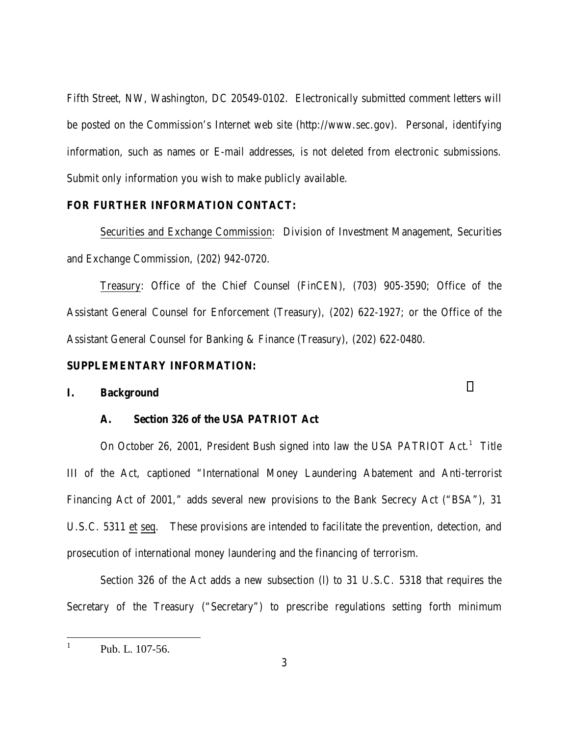Fifth Street, NW, Washington, DC 20549-0102. Electronically submitted comment letters will be posted on the Commission's Internet web site (http://www.sec.gov). Personal, identifying information, such as names or E-mail addresses, is not deleted from electronic submissions. Submit only information you wish to make publicly available.

**FOR FURTHER INFORMATION CONTACT:**

Securities and Exchange Commission: Division of Investment Management, Securities and Exchange Commission, (202) 942-0720.

Treasury: Office of the Chief Counsel (FinCEN), (703) 905-3590; Office of the Assistant General Counsel for Enforcement (Treasury), (202) 622-1927; or the Office of the Assistant General Counsel for Banking & Finance (Treasury), (202) 622-0480.

**SUPPLEMENTARY INFORMATION:**

## I. Background

### A. Section 326 of the USA PATRIOT Act

On October 26, 2001, President Bush signed into law the USA PATRIOT Act.[1] Title III of the Act, captioned "International Money Laundering Abatement and Anti-terrorist Financing Act of 2001," adds several new provisions to the Bank Secrecy Act ("BSA"), 31 U.S.C. 5311 et seq. These provisions are intended to facilitate the prevention, detection, and prosecution of international money laundering and the financing of terrorism.

Section 326 of the Act adds a new subsection (l) to 31 U.S.C. 5318 that requires the Secretary of the Treasury ("Secretary") to prescribe regulations setting forth minimum

[1] Pub. L. 107-56.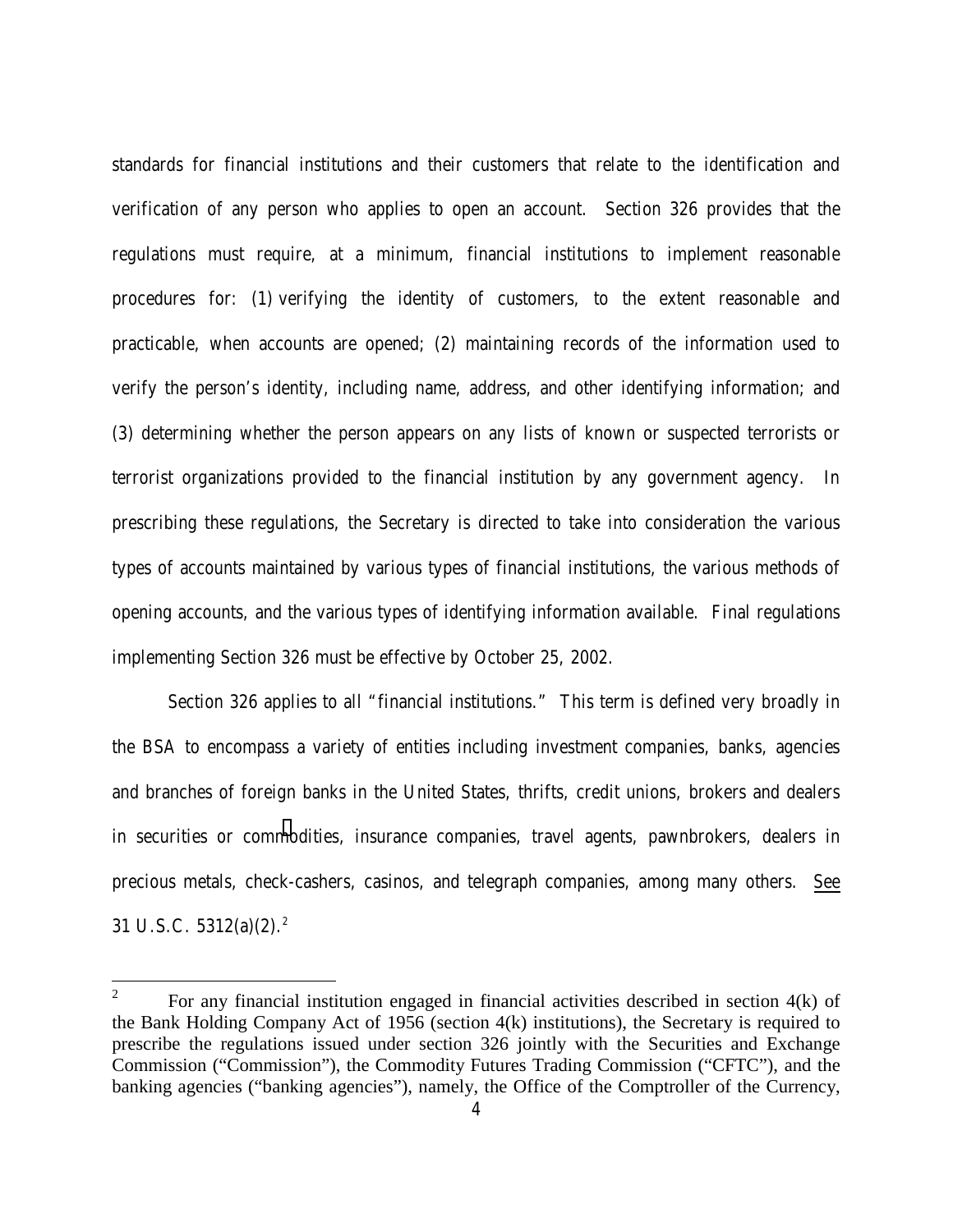standards for financial institutions and their customers that relate to the identification and verification of any person who applies to open an account. Section 326 provides that the regulations must require, at a minimum, financial institutions to implement reasonable procedures for: (1) verifying the identity of customers, to the extent reasonable and practicable, when accounts are opened; (2) maintaining records of the information used to verify the person's identity, including name, address, and other identifying information; and (3) determining whether the person appears on any lists of known or suspected terrorists or terrorist organizations provided to the financial institution by any government agency. In prescribing these regulations, the Secretary is directed to take into consideration the various types of accounts maintained by various types of financial institutions, the various methods of opening accounts, and the various types of identifying information available. Final regulations implementing Section 326 must be effective by October 25, 2002.

Section 326 applies to all "financial institutions." This term is defined very broadly in the BSA to encompass a variety of entities including investment companies, banks, agencies and branches of foreign banks in the United States, thrifts, credit unions, brokers and dealers in securities or commodities, insurance companies, travel agents, pawnbrokers, dealers in precious metals, check-cashers, casinos, and telegraph companies, among many others. See 31 U.S.C. 5312(a)(2).[2]

---

[2] For any financial institution engaged in financial activities described in section 4(k) of the Bank Holding Company Act of 1956 (section 4(k) institutions), the Secretary is required to prescribe the regulations issued under section 326 jointly with the Securities and Exchange Commission ("Commission"), the Commodity Futures Trading Commission ("CFTC"), and the banking agencies ("banking agencies"), namely, the Office of the Comptroller of the Currency,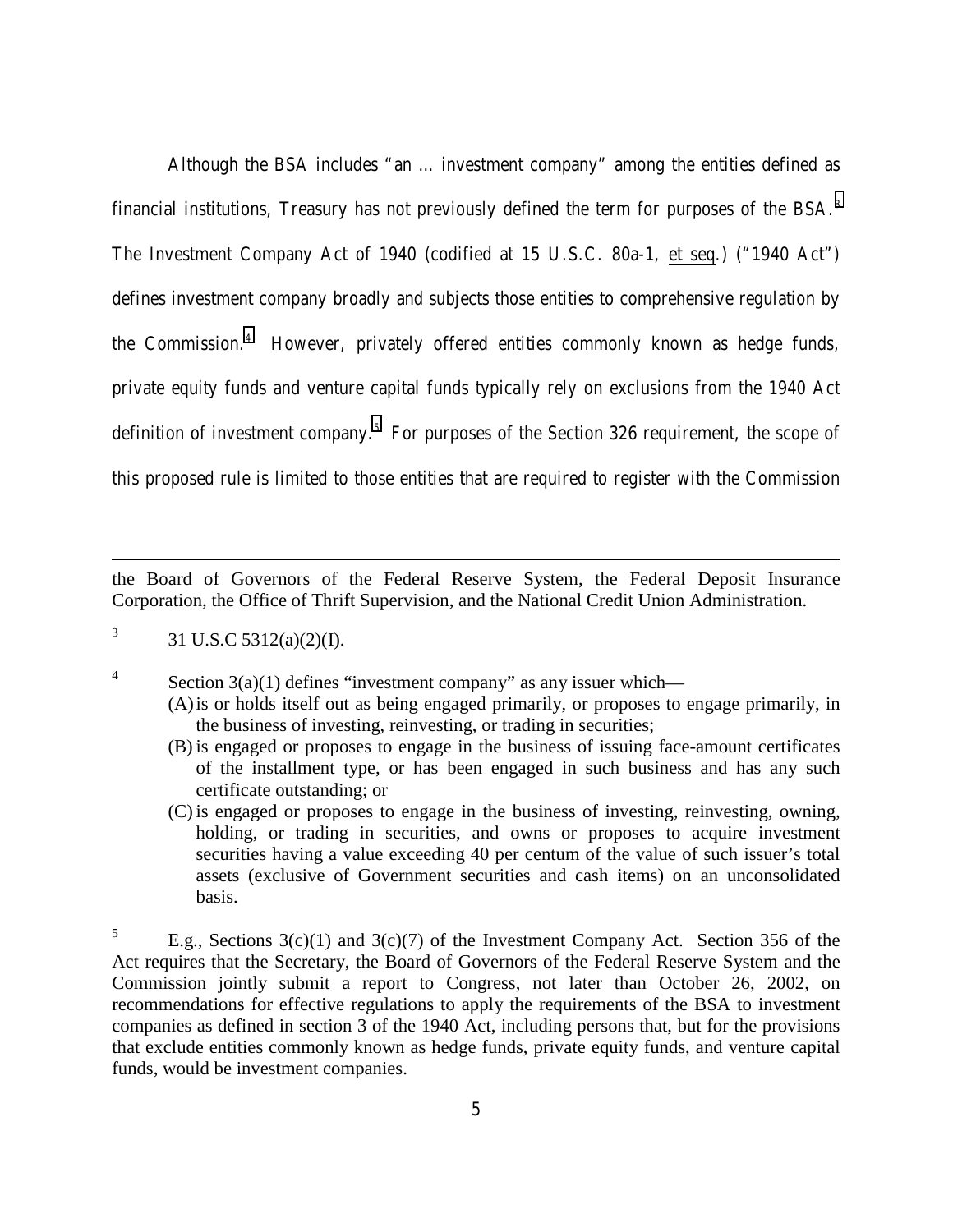Although the BSA includes "an … investment company" among the entities defined as financial institutions, Treasury has not previously defined the term for purposes of the BSA.[3] The Investment Company Act of 1940 (codified at 15 U.S.C. 80a-1, et seq.) ("1940 Act") defines investment company broadly and subjects those entities to comprehensive regulation by the Commission.[4] However, privately offered entities commonly known as hedge funds, private equity funds and venture capital funds typically rely on exclusions from the 1940 Act definition of investment company.[5] For purposes of the Section 326 requirement, the scope of this proposed rule is limited to those entities that are required to register with the Commission

---

the Board of Governors of the Federal Reserve System, the Federal Deposit Insurance Corporation, the Office of Thrift Supervision, and the National Credit Union Administration.

[3] 31 U.S.C 5312(a)(2)(I).

[4] Section 3(a)(1) defines "investment company" as any issuer which—

(A) is or holds itself out as being engaged primarily, or proposes to engage primarily, in the business of investing, reinvesting, or trading in securities;

(B) is engaged or proposes to engage in the business of issuing face-amount certificates of the installment type, or has been engaged in such business and has any such certificate outstanding; or

(C) is engaged or proposes to engage in the business of investing, reinvesting, owning, holding, or trading in securities, and owns or proposes to acquire investment securities having a value exceeding 40 per centum of the value of such issuer's total assets (exclusive of Government securities and cash items) on an unconsolidated basis.

[5] E.g., Sections 3(c)(1) and 3(c)(7) of the Investment Company Act. Section 356 of the Act requires that the Secretary, the Board of Governors of the Federal Reserve System and the Commission jointly submit a report to Congress, not later than October 26, 2002, on recommendations for effective regulations to apply the requirements of the BSA to investment companies as defined in section 3 of the 1940 Act, including persons that, but for the provisions that exclude entities commonly known as hedge funds, private equity funds, and venture capital funds, would be investment companies.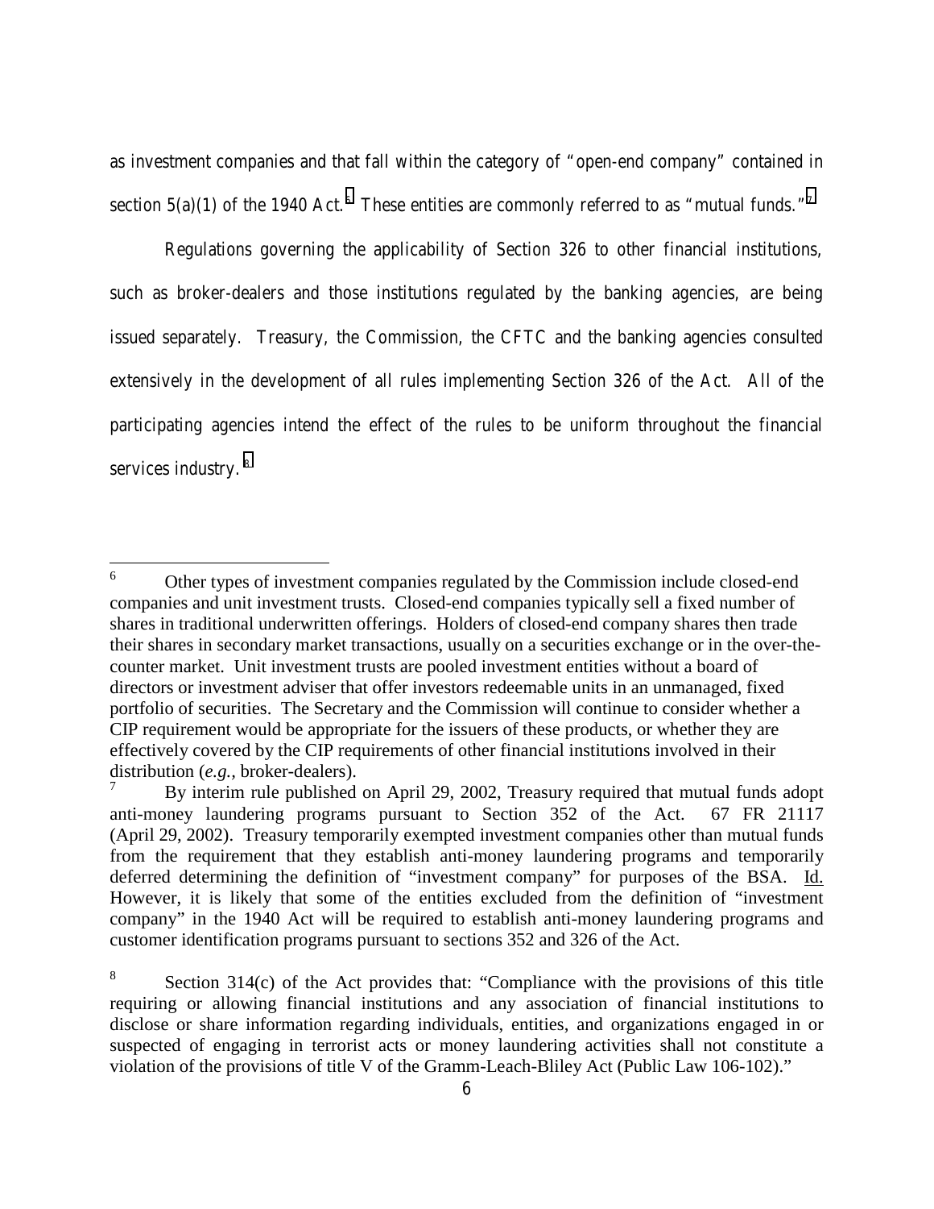as investment companies and that fall within the category of "open-end company" contained in section 5(a)(1) of the 1940 Act.[6] These entities are commonly referred to as "mutual funds."[7]

Regulations governing the applicability of Section 326 to other financial institutions, such as broker-dealers and those institutions regulated by the banking agencies, are being issued separately. Treasury, the Commission, the CFTC and the banking agencies consulted extensively in the development of all rules implementing Section 326 of the Act. All of the participating agencies intend the effect of the rules to be uniform throughout the financial services industry.[8]

---

[6] Other types of investment companies regulated by the Commission include closed-end companies and unit investment trusts. Closed-end companies typically sell a fixed number of shares in traditional underwritten offerings. Holders of closed-end company shares then trade their shares in secondary market transactions, usually on a securities exchange or in the over-the-counter market. Unit investment trusts are pooled investment entities without a board of directors or investment adviser that offer investors redeemable units in an unmanaged, fixed portfolio of securities. The Secretary and the Commission will continue to consider whether a CIP requirement would be appropriate for the issuers of these products, or whether they are effectively covered by the CIP requirements of other financial institutions involved in their distribution (*e.g.*, broker-dealers).

[7] By interim rule published on April 29, 2002, Treasury required that mutual funds adopt anti-money laundering programs pursuant to Section 352 of the Act. 67 FR 21117 (April 29, 2002). Treasury temporarily exempted investment companies other than mutual funds from the requirement that they establish anti-money laundering programs and temporarily deferred determining the definition of "investment company" for purposes of the BSA. Id. However, it is likely that some of the entities excluded from the definition of "investment company" in the 1940 Act will be required to establish anti-money laundering programs and customer identification programs pursuant to sections 352 and 326 of the Act.

[8] Section 314(c) of the Act provides that: "Compliance with the provisions of this title requiring or allowing financial institutions and any association of financial institutions to disclose or share information regarding individuals, entities, and organizations engaged in or suspected of engaging in terrorist acts or money laundering activities shall not constitute a violation of the provisions of title V of the Gramm-Leach-Bliley Act (Public Law 106-102)."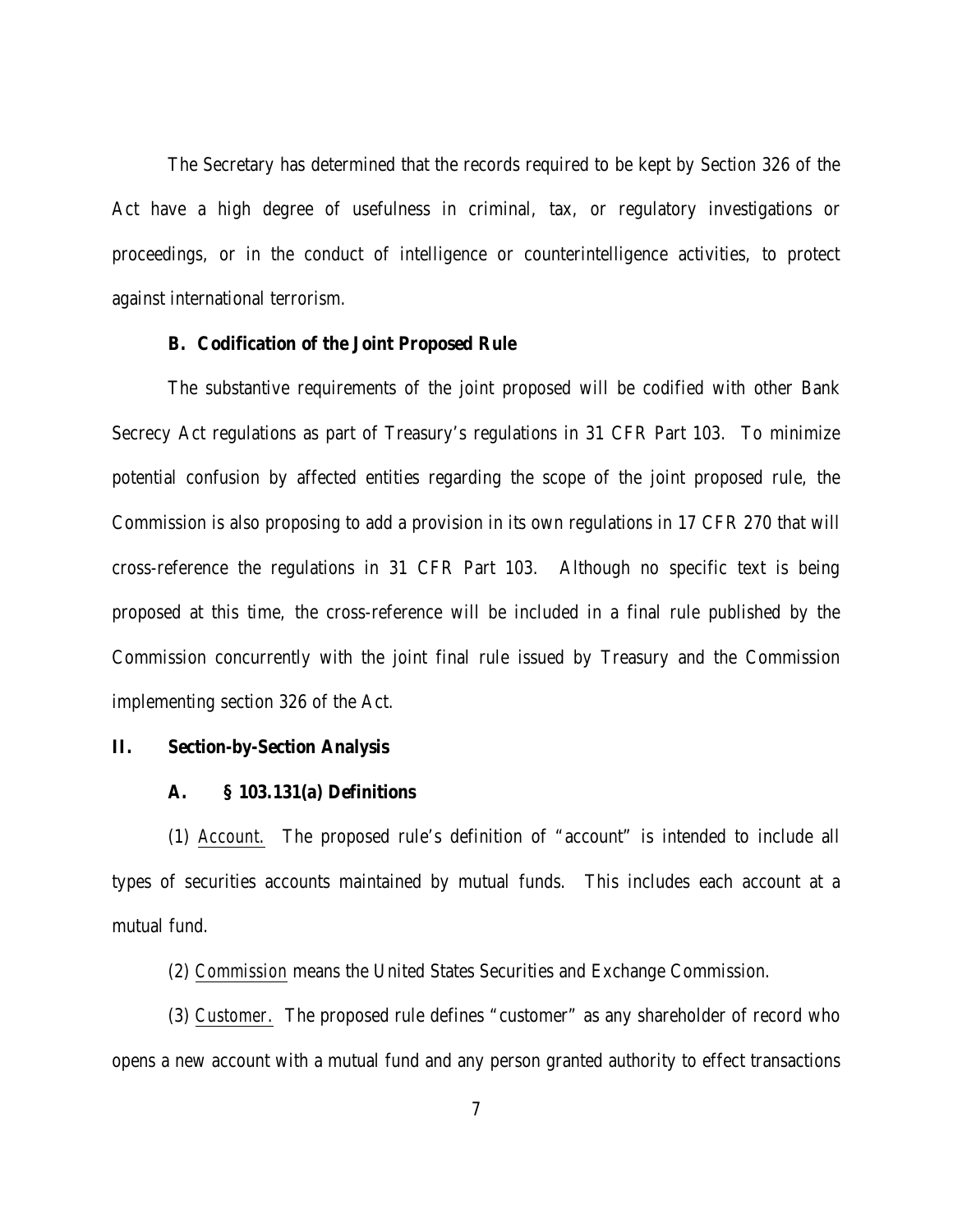The Secretary has determined that the records required to be kept by Section 326 of the Act have a high degree of usefulness in criminal, tax, or regulatory investigations or proceedings, or in the conduct of intelligence or counterintelligence activities, to protect against international terrorism.

### B. Codification of the Joint Proposed Rule

The substantive requirements of the joint proposed will be codified with other Bank Secrecy Act regulations as part of Treasury's regulations in 31 CFR Part 103. To minimize potential confusion by affected entities regarding the scope of the joint proposed rule, the Commission is also proposing to add a provision in its own regulations in 17 CFR 270 that will cross-reference the regulations in 31 CFR Part 103. Although no specific text is being proposed at this time, the cross-reference will be included in a final rule published by the Commission concurrently with the joint final rule issued by Treasury and the Commission implementing section 326 of the Act.

## II. Section-by-Section Analysis

### A. § 103.131(a) Definitions

(1) Account. The proposed rule's definition of "account" is intended to include all types of securities accounts maintained by mutual funds. This includes each account at a mutual fund.

(2) Commission means the United States Securities and Exchange Commission.

(3) Customer. The proposed rule defines "customer" as any shareholder of record who opens a new account with a mutual fund and any person granted authority to effect transactions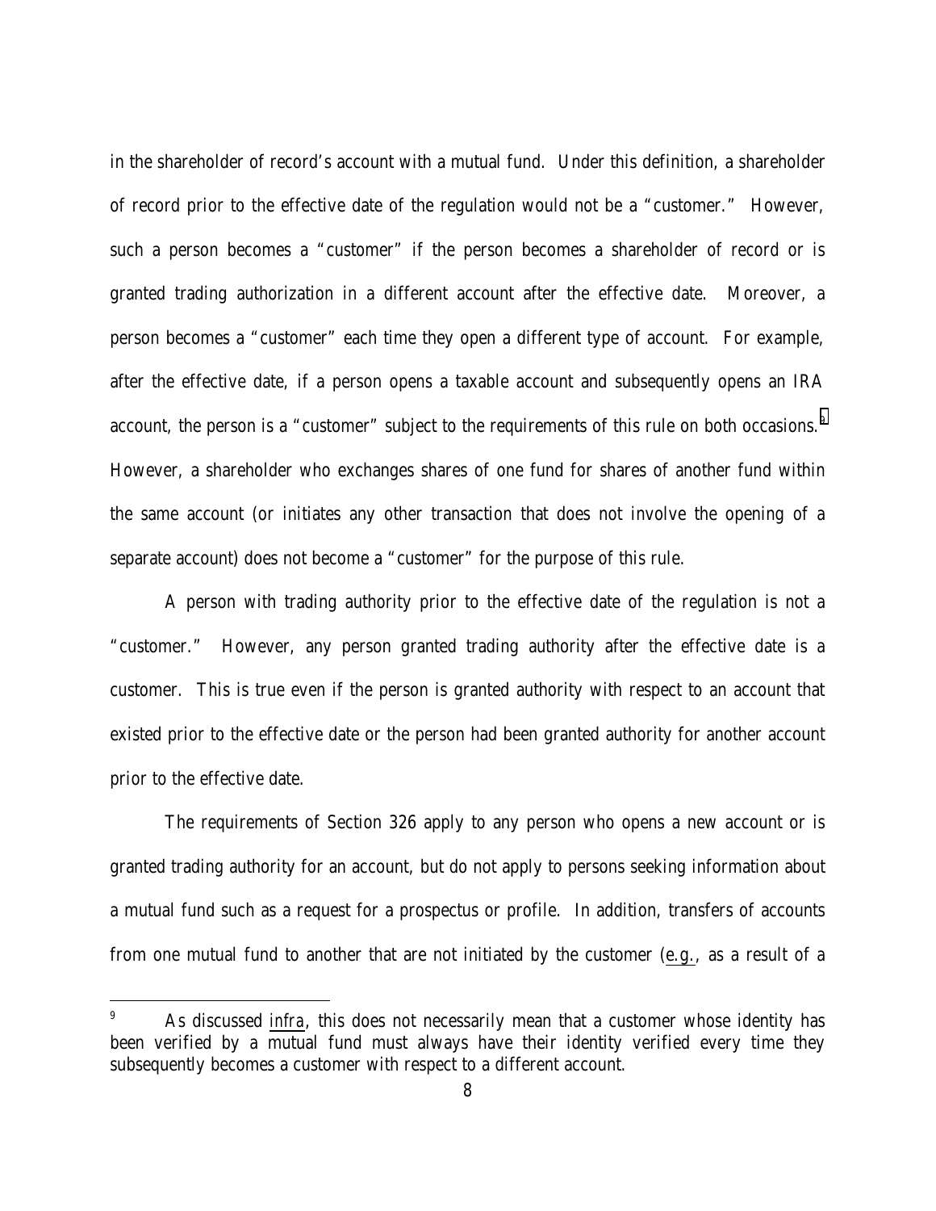in the shareholder of record's account with a mutual fund. Under this definition, a shareholder of record prior to the effective date of the regulation would not be a "customer." However, such a person becomes a "customer" if the person becomes a shareholder of record or is granted trading authorization in a different account after the effective date. Moreover, a person becomes a "customer" each time they open a different type of account. For example, after the effective date, if a person opens a taxable account and subsequently opens an IRA account, the person is a "customer" subject to the requirements of this rule on both occasions.[9] However, a shareholder who exchanges shares of one fund for shares of another fund within the same account (or initiates any other transaction that does not involve the opening of a separate account) does not become a "customer" for the purpose of this rule.

A person with trading authority prior to the effective date of the regulation is not a "customer." However, any person granted trading authority after the effective date is a customer. This is true even if the person is granted authority with respect to an account that existed prior to the effective date or the person had been granted authority for another account prior to the effective date.

The requirements of Section 326 apply to any person who opens a new account or is granted trading authority for an account, but do not apply to persons seeking information about a mutual fund such as a request for a prospectus or profile. In addition, transfers of accounts from one mutual fund to another that are not initiated by the customer (e.g., as a result of a

---

[9] As discussed infra, this does not necessarily mean that a customer whose identity has been verified by a mutual fund must always have their identity verified every time they subsequently becomes a customer with respect to a different account.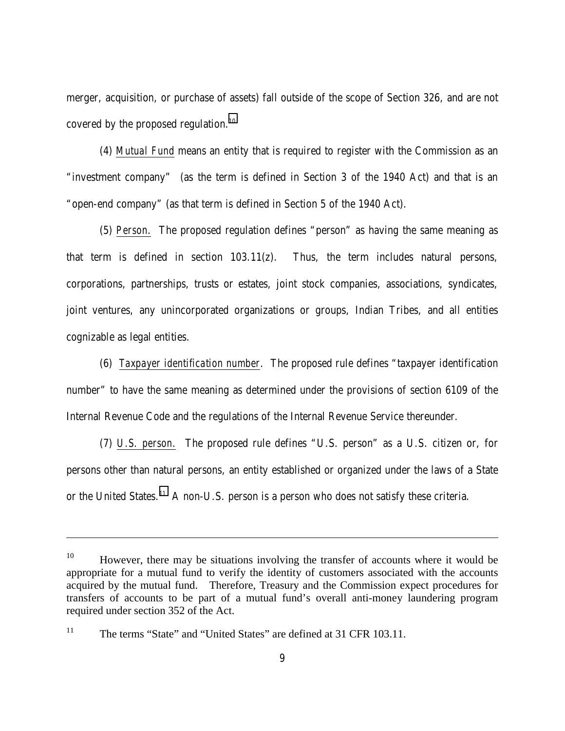merger, acquisition, or purchase of assets) fall outside of the scope of Section 326, and are not covered by the proposed regulation.[10]

(4) Mutual Fund means an entity that is required to register with the Commission as an "investment company" (as the term is defined in Section 3 of the 1940 Act) and that is an "open-end company" (as that term is defined in Section 5 of the 1940 Act).

(5) Person. The proposed regulation defines "person" as having the same meaning as that term is defined in section 103.11(z). Thus, the term includes natural persons, corporations, partnerships, trusts or estates, joint stock companies, associations, syndicates, joint ventures, any unincorporated organizations or groups, Indian Tribes, and all entities cognizable as legal entities.

(6) Taxpayer identification number. The proposed rule defines "taxpayer identification number" to have the same meaning as determined under the provisions of section 6109 of the Internal Revenue Code and the regulations of the Internal Revenue Service thereunder.

(7) U.S. person. The proposed rule defines "U.S. person" as a U.S. citizen or, for persons other than natural persons, an entity established or organized under the laws of a State or the United States.[11] A non-U.S. person is a person who does not satisfy these criteria.

---

[10] However, there may be situations involving the transfer of accounts where it would be appropriate for a mutual fund to verify the identity of customers associated with the accounts acquired by the mutual fund. Therefore, Treasury and the Commission expect procedures for transfers of accounts to be part of a mutual fund's overall anti-money laundering program required under section 352 of the Act.

[11] The terms "State" and "United States" are defined at 31 CFR 103.11.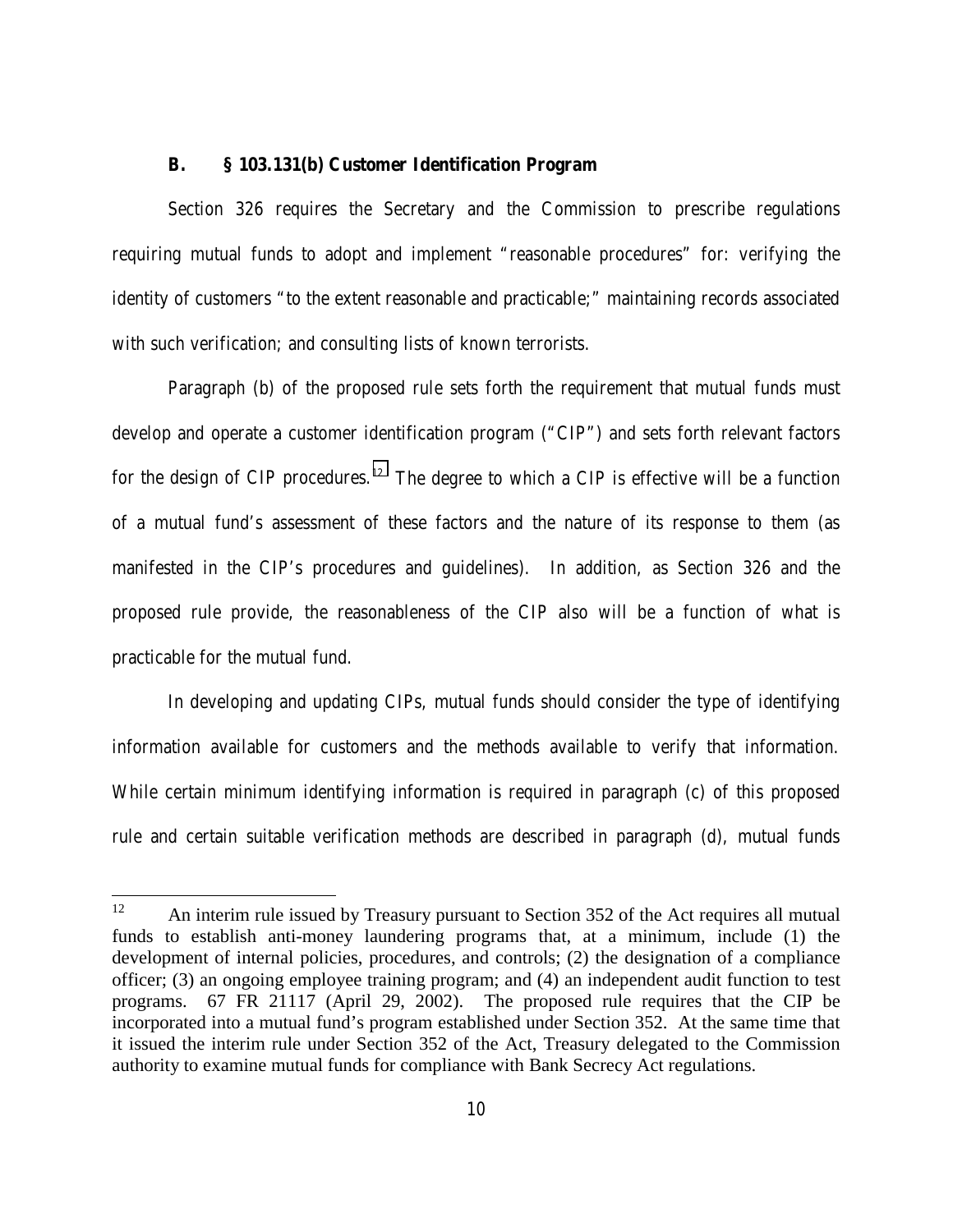### B. § 103.131(b) Customer Identification Program

Section 326 requires the Secretary and the Commission to prescribe regulations requiring mutual funds to adopt and implement "reasonable procedures" for: verifying the identity of customers "to the extent reasonable and practicable;" maintaining records associated with such verification; and consulting lists of known terrorists.

Paragraph (b) of the proposed rule sets forth the requirement that mutual funds must develop and operate a customer identification program ("CIP") and sets forth relevant factors for the design of CIP procedures.[12] The degree to which a CIP is effective will be a function of a mutual fund's assessment of these factors and the nature of its response to them (as manifested in the CIP's procedures and guidelines). In addition, as Section 326 and the proposed rule provide, the reasonableness of the CIP also will be a function of what is practicable for the mutual fund.

In developing and updating CIPs, mutual funds should consider the type of identifying information available for customers and the methods available to verify that information. While certain minimum identifying information is required in paragraph (c) of this proposed rule and certain suitable verification methods are described in paragraph (d), mutual funds

---

[12] An interim rule issued by Treasury pursuant to Section 352 of the Act requires all mutual funds to establish anti-money laundering programs that, at a minimum, include (1) the development of internal policies, procedures, and controls; (2) the designation of a compliance officer; (3) an ongoing employee training program; and (4) an independent audit function to test programs. 67 FR 21117 (April 29, 2002). The proposed rule requires that the CIP be incorporated into a mutual fund's program established under Section 352. At the same time that it issued the interim rule under Section 352 of the Act, Treasury delegated to the Commission authority to examine mutual funds for compliance with Bank Secrecy Act regulations.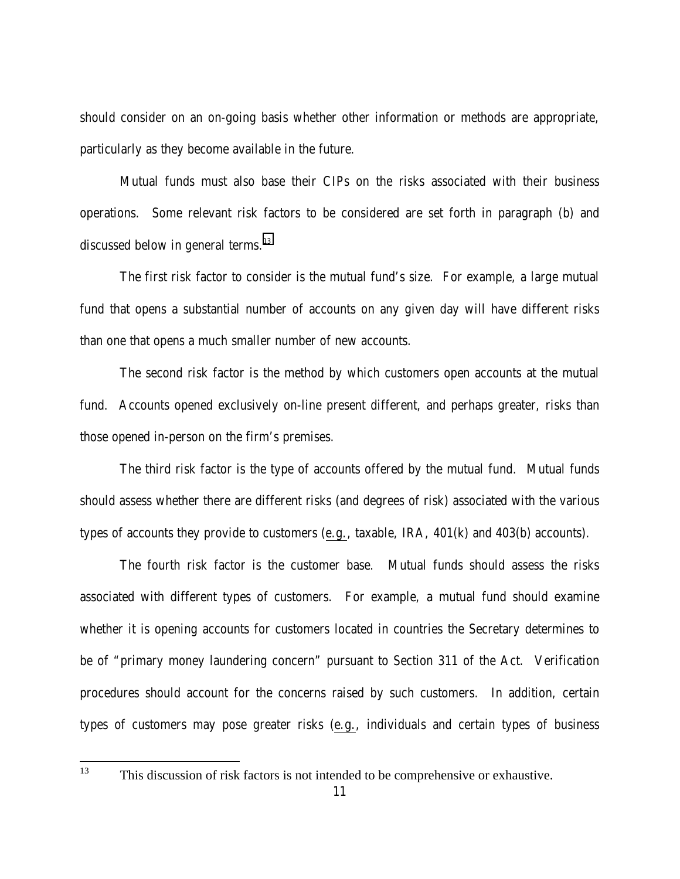should consider on an on-going basis whether other information or methods are appropriate, particularly as they become available in the future.

Mutual funds must also base their CIPs on the risks associated with their business operations. Some relevant risk factors to be considered are set forth in paragraph (b) and discussed below in general terms.[13]

The first risk factor to consider is the mutual fund's size. For example, a large mutual fund that opens a substantial number of accounts on any given day will have different risks than one that opens a much smaller number of new accounts.

The second risk factor is the method by which customers open accounts at the mutual fund. Accounts opened exclusively on-line present different, and perhaps greater, risks than those opened in-person on the firm's premises.

The third risk factor is the type of accounts offered by the mutual fund. Mutual funds should assess whether there are different risks (and degrees of risk) associated with the various types of accounts they provide to customers (e.g., taxable, IRA, 401(k) and 403(b) accounts).

The fourth risk factor is the customer base. Mutual funds should assess the risks associated with different types of customers. For example, a mutual fund should examine whether it is opening accounts for customers located in countries the Secretary determines to be of "primary money laundering concern" pursuant to Section 311 of the Act. Verification procedures should account for the concerns raised by such customers. In addition, certain types of customers may pose greater risks (e.g., individuals and certain types of business

[13] This discussion of risk factors is not intended to be comprehensive or exhaustive.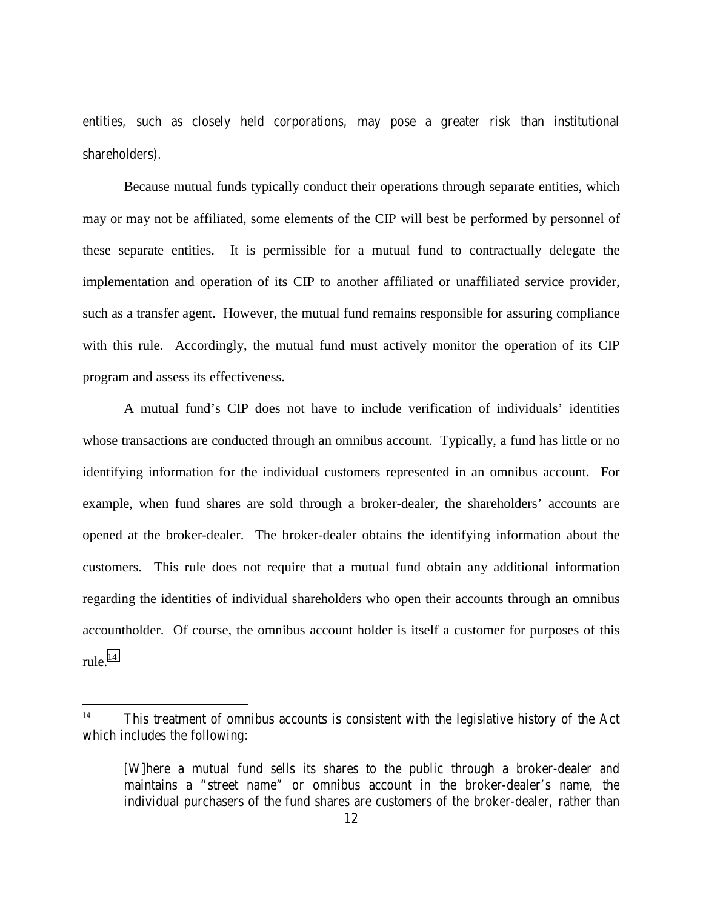entities, such as closely held corporations, may pose a greater risk than institutional shareholders).

Because mutual funds typically conduct their operations through separate entities, which may or may not be affiliated, some elements of the CIP will best be performed by personnel of these separate entities. It is permissible for a mutual fund to contractually delegate the implementation and operation of its CIP to another affiliated or unaffiliated service provider, such as a transfer agent. However, the mutual fund remains responsible for assuring compliance with this rule. Accordingly, the mutual fund must actively monitor the operation of its CIP program and assess its effectiveness.

A mutual fund's CIP does not have to include verification of individuals' identities whose transactions are conducted through an omnibus account. Typically, a fund has little or no identifying information for the individual customers represented in an omnibus account. For example, when fund shares are sold through a broker-dealer, the shareholders' accounts are opened at the broker-dealer. The broker-dealer obtains the identifying information about the customers. This rule does not require that a mutual fund obtain any additional information regarding the identities of individual shareholders who open their accounts through an omnibus accountholder. Of course, the omnibus account holder is itself a customer for purposes of this rule.[14]

---

[14] This treatment of omnibus accounts is consistent with the legislative history of the Act which includes the following:

> [W]here a mutual fund sells its shares to the public through a broker-dealer and maintains a "street name" or omnibus account in the broker-dealer's name, the individual purchasers of the fund shares are customers of the broker-dealer, rather than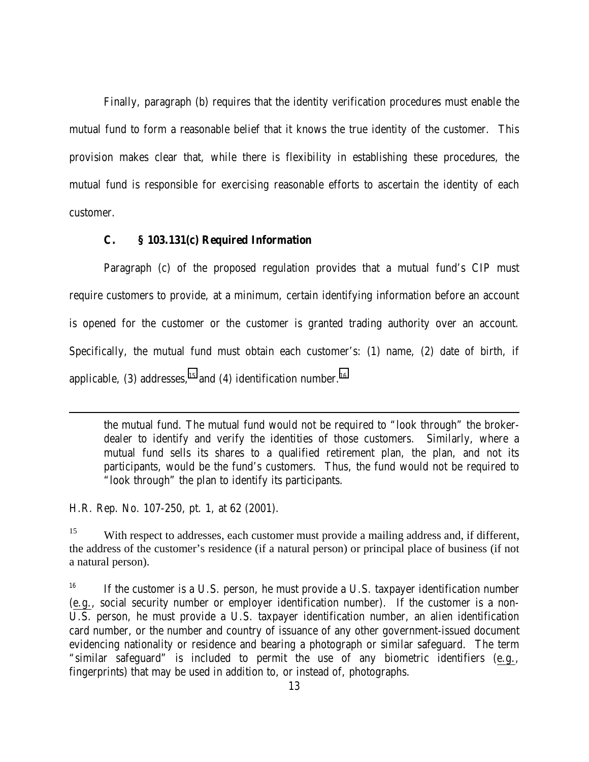Finally, paragraph (b) requires that the identity verification procedures must enable the mutual fund to form a reasonable belief that it knows the true identity of the customer. This provision makes clear that, while there is flexibility in establishing these procedures, the mutual fund is responsible for exercising reasonable efforts to ascertain the identity of each customer.

### C. § 103.131(c) Required Information

Paragraph (c) of the proposed regulation provides that a mutual fund's CIP must require customers to provide, at a minimum, certain identifying information before an account is opened for the customer or the customer is granted trading authority over an account. Specifically, the mutual fund must obtain each customer's: (1) name, (2) date of birth, if applicable, (3) addresses,[15] and (4) identification number.[16]

---

> the mutual fund. The mutual fund would not be required to "look through" the broker-dealer to identify and verify the identities of those customers. Similarly, where a mutual fund sells its shares to a qualified retirement plan, the plan, and not its participants, would be the fund's customers. Thus, the fund would not be required to "look through" the plan to identify its participants.

H.R. Rep. No. 107-250, pt. 1, at 62 (2001).

[15] With respect to addresses, each customer must provide a mailing address and, if different, the address of the customer's residence (if a natural person) or principal place of business (if not a natural person).

[16] If the customer is a U.S. person, he must provide a U.S. taxpayer identification number (e.g., social security number or employer identification number). If the customer is a non-U.S. person, he must provide a U.S. taxpayer identification number, an alien identification card number, or the number and country of issuance of any other government-issued document evidencing nationality or residence and bearing a photograph or similar safeguard. The term "similar safeguard" is included to permit the use of any biometric identifiers (e.g., fingerprints) that may be used in addition to, or instead of, photographs.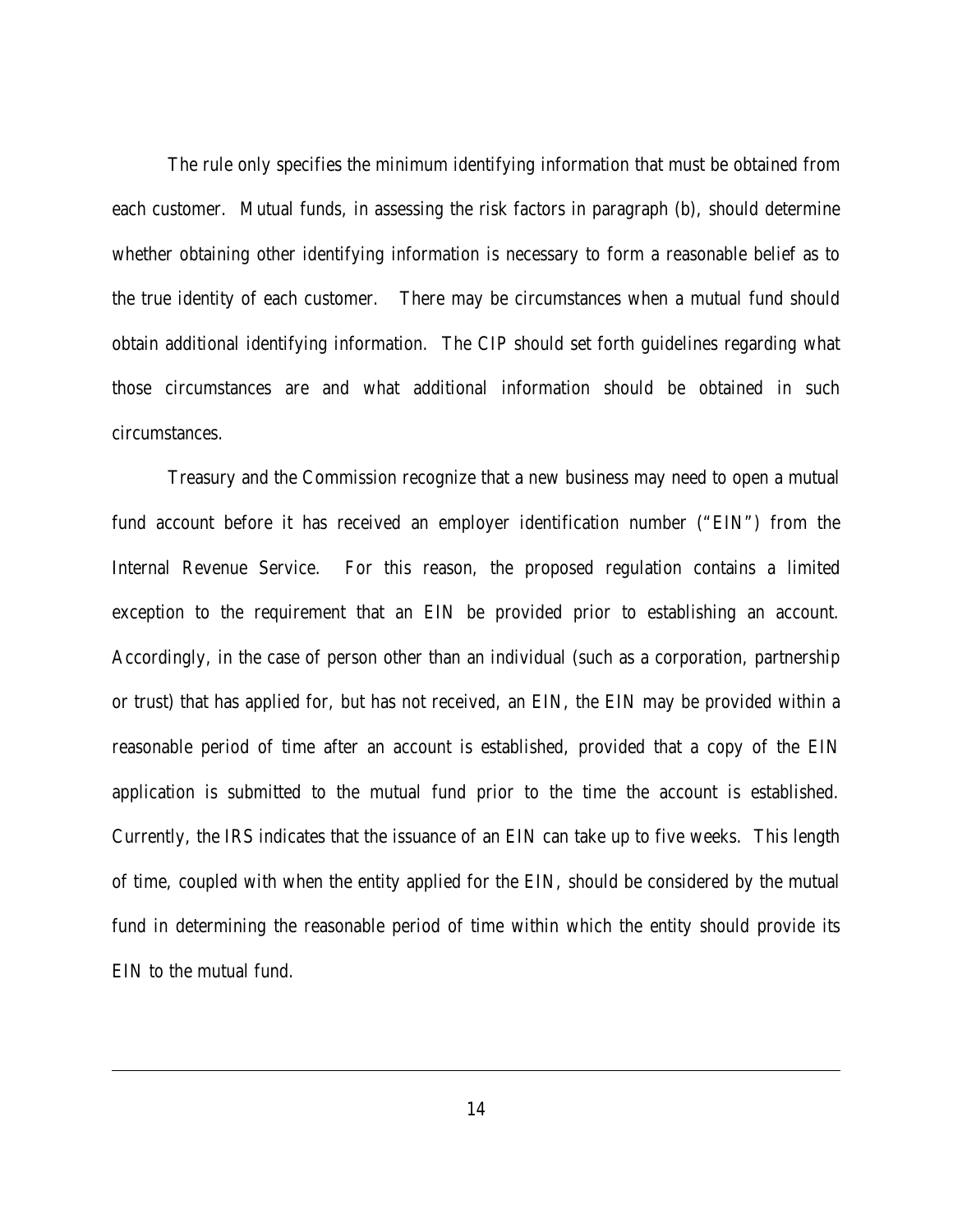The rule only specifies the minimum identifying information that must be obtained from each customer. Mutual funds, in assessing the risk factors in paragraph (b), should determine whether obtaining other identifying information is necessary to form a reasonable belief as to the true identity of each customer. There may be circumstances when a mutual fund should obtain additional identifying information. The CIP should set forth guidelines regarding what those circumstances are and what additional information should be obtained in such circumstances.

Treasury and the Commission recognize that a new business may need to open a mutual fund account before it has received an employer identification number ("EIN") from the Internal Revenue Service. For this reason, the proposed regulation contains a limited exception to the requirement that an EIN be provided prior to establishing an account. Accordingly, in the case of person other than an individual (such as a corporation, partnership or trust) that has applied for, but has not received, an EIN, the EIN may be provided within a reasonable period of time after an account is established, provided that a copy of the EIN application is submitted to the mutual fund prior to the time the account is established. Currently, the IRS indicates that the issuance of an EIN can take up to five weeks. This length of time, coupled with when the entity applied for the EIN, should be considered by the mutual fund in determining the reasonable period of time within which the entity should provide its EIN to the mutual fund.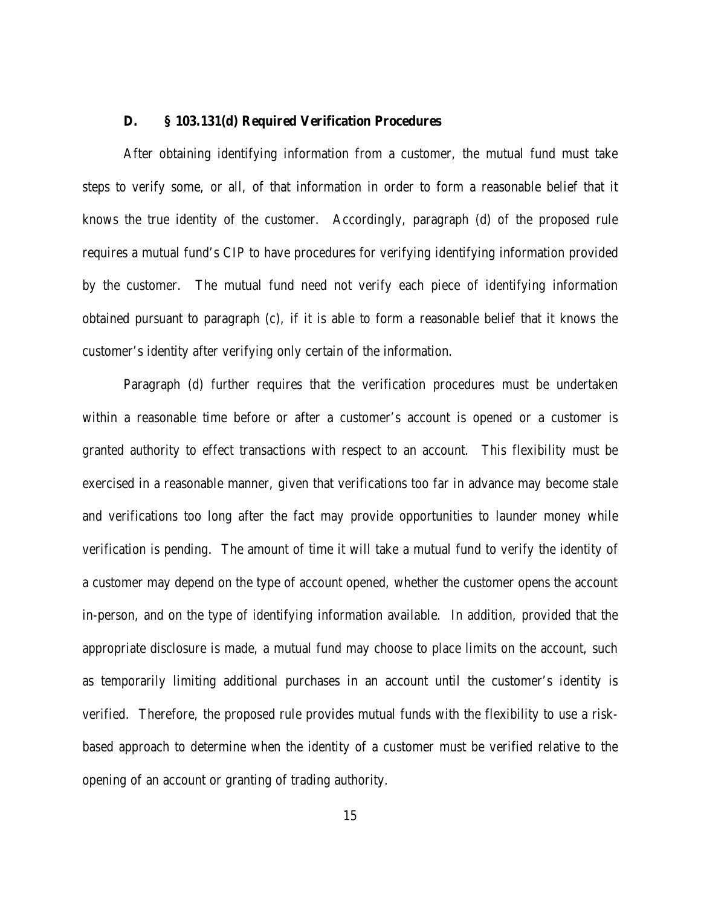### D. § 103.131(d) *Required Verification Procedures*

After obtaining identifying information from a customer, the mutual fund must take steps to verify some, or all, of that information in order to form a reasonable belief that it knows the true identity of the customer. Accordingly, paragraph (d) of the proposed rule requires a mutual fund's CIP to have procedures for verifying identifying information provided by the customer. The mutual fund need not verify each piece of identifying information obtained pursuant to paragraph (c), if it is able to form a reasonable belief that it knows the customer's identity after verifying only certain of the information.

Paragraph (d) further requires that the verification procedures must be undertaken within a reasonable time before or after a customer's account is opened or a customer is granted authority to effect transactions with respect to an account. This flexibility must be exercised in a reasonable manner, given that verifications too far in advance may become stale and verifications too long after the fact may provide opportunities to launder money while verification is pending. The amount of time it will take a mutual fund to verify the identity of a customer may depend on the type of account opened, whether the customer opens the account in-person, and on the type of identifying information available. In addition, provided that the appropriate disclosure is made, a mutual fund may choose to place limits on the account, such as temporarily limiting additional purchases in an account until the customer's identity is verified. Therefore, the proposed rule provides mutual funds with the flexibility to use a risk-based approach to determine when the identity of a customer must be verified relative to the opening of an account or granting of trading authority.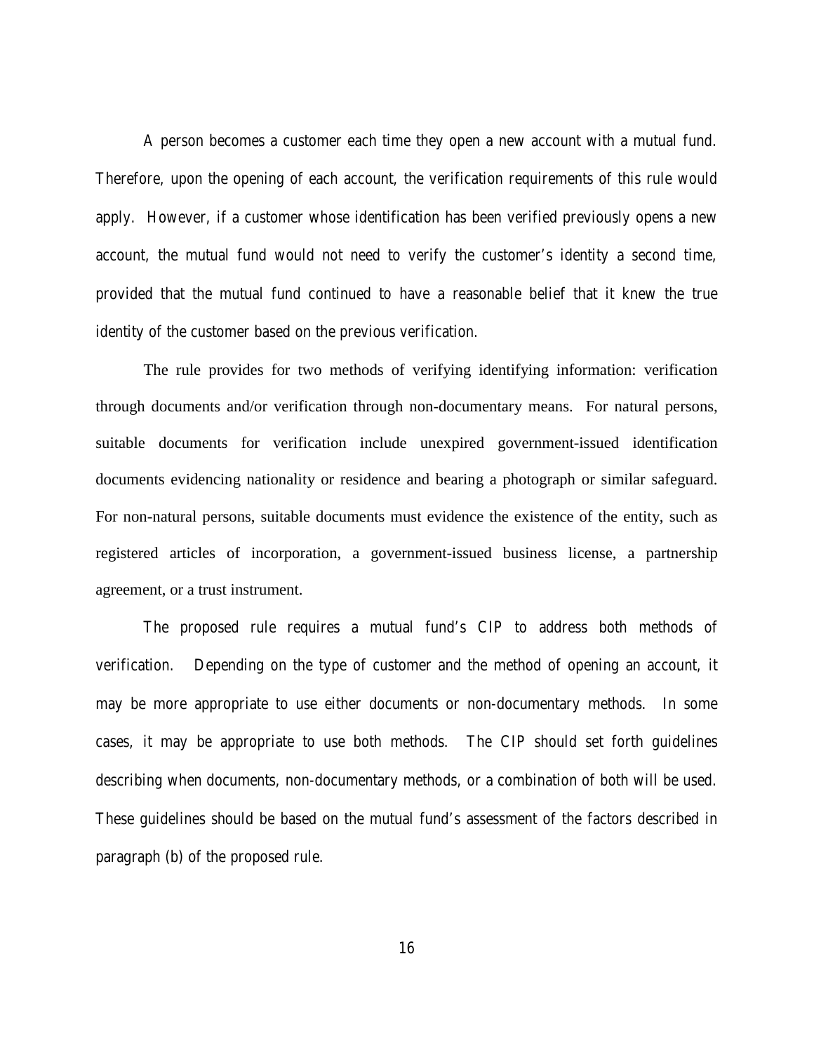A person becomes a customer each time they open a new account with a mutual fund. Therefore, upon the opening of each account, the verification requirements of this rule would apply. However, if a customer whose identification has been verified previously opens a new account, the mutual fund would not need to verify the customer's identity a second time, provided that the mutual fund continued to have a reasonable belief that it knew the true identity of the customer based on the previous verification.

The rule provides for two methods of verifying identifying information: verification through documents and/or verification through non-documentary means. For natural persons, suitable documents for verification include unexpired government-issued identification documents evidencing nationality or residence and bearing a photograph or similar safeguard. For non-natural persons, suitable documents must evidence the existence of the entity, such as registered articles of incorporation, a government-issued business license, a partnership agreement, or a trust instrument.

The proposed rule requires a mutual fund's CIP to address both methods of verification. Depending on the type of customer and the method of opening an account, it may be more appropriate to use either documents or non-documentary methods. In some cases, it may be appropriate to use both methods. The CIP should set forth guidelines describing when documents, non-documentary methods, or a combination of both will be used. These guidelines should be based on the mutual fund's assessment of the factors described in paragraph (b) of the proposed rule.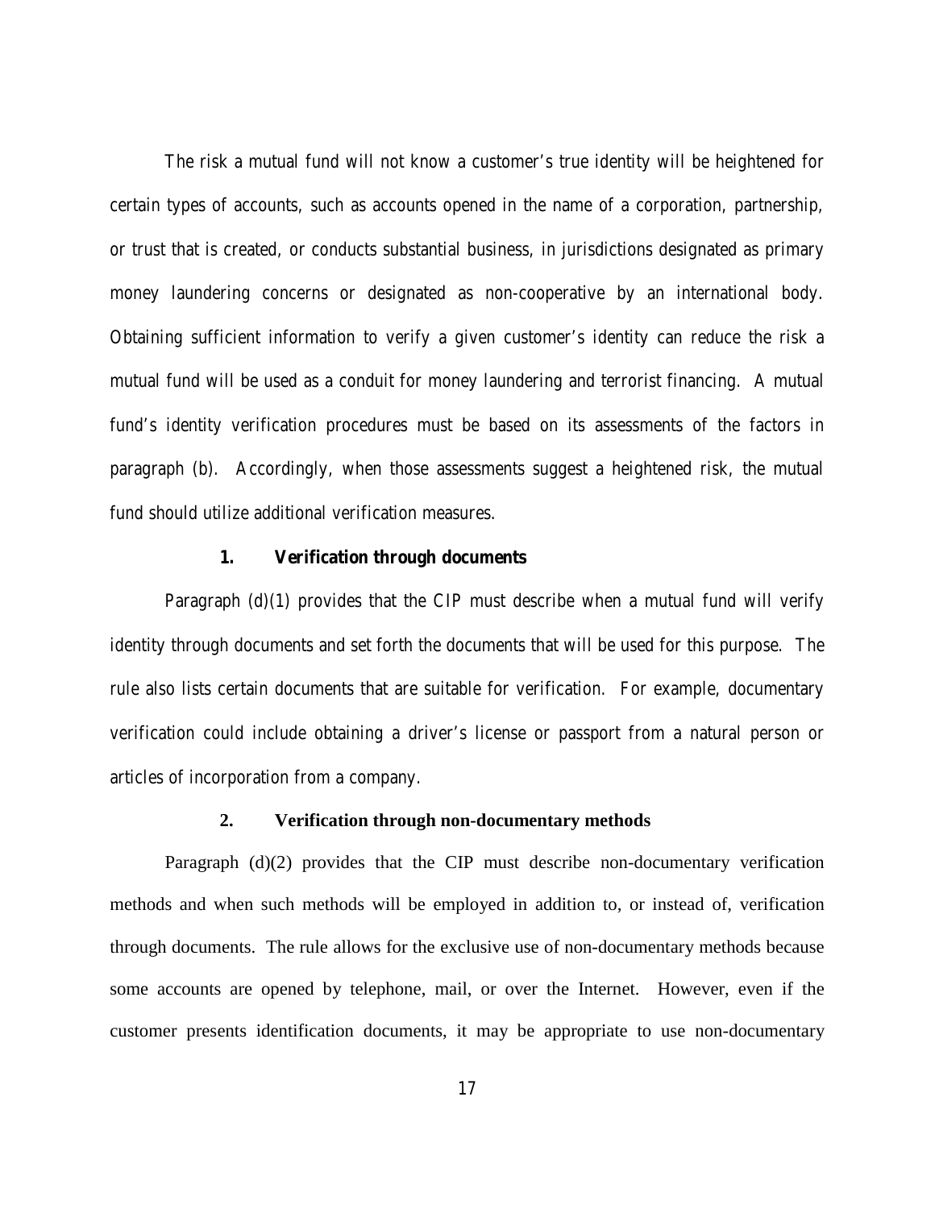The risk a mutual fund will not know a customer's true identity will be heightened for certain types of accounts, such as accounts opened in the name of a corporation, partnership, or trust that is created, or conducts substantial business, in jurisdictions designated as primary money laundering concerns or designated as non-cooperative by an international body. Obtaining sufficient information to verify a given customer's identity can reduce the risk a mutual fund will be used as a conduit for money laundering and terrorist financing. A mutual fund's identity verification procedures must be based on its assessments of the factors in paragraph (b). Accordingly, when those assessments suggest a heightened risk, the mutual fund should utilize additional verification measures.

### 1. Verification through documents

Paragraph (d)(1) provides that the CIP must describe when a mutual fund will verify identity through documents and set forth the documents that will be used for this purpose. The rule also lists certain documents that are suitable for verification. For example, documentary verification could include obtaining a driver's license or passport from a natural person or articles of incorporation from a company.

### 2. Verification through non-documentary methods

Paragraph (d)(2) provides that the CIP must describe non-documentary verification methods and when such methods will be employed in addition to, or instead of, verification through documents. The rule allows for the exclusive use of non-documentary methods because some accounts are opened by telephone, mail, or over the Internet. However, even if the customer presents identification documents, it may be appropriate to use non-documentary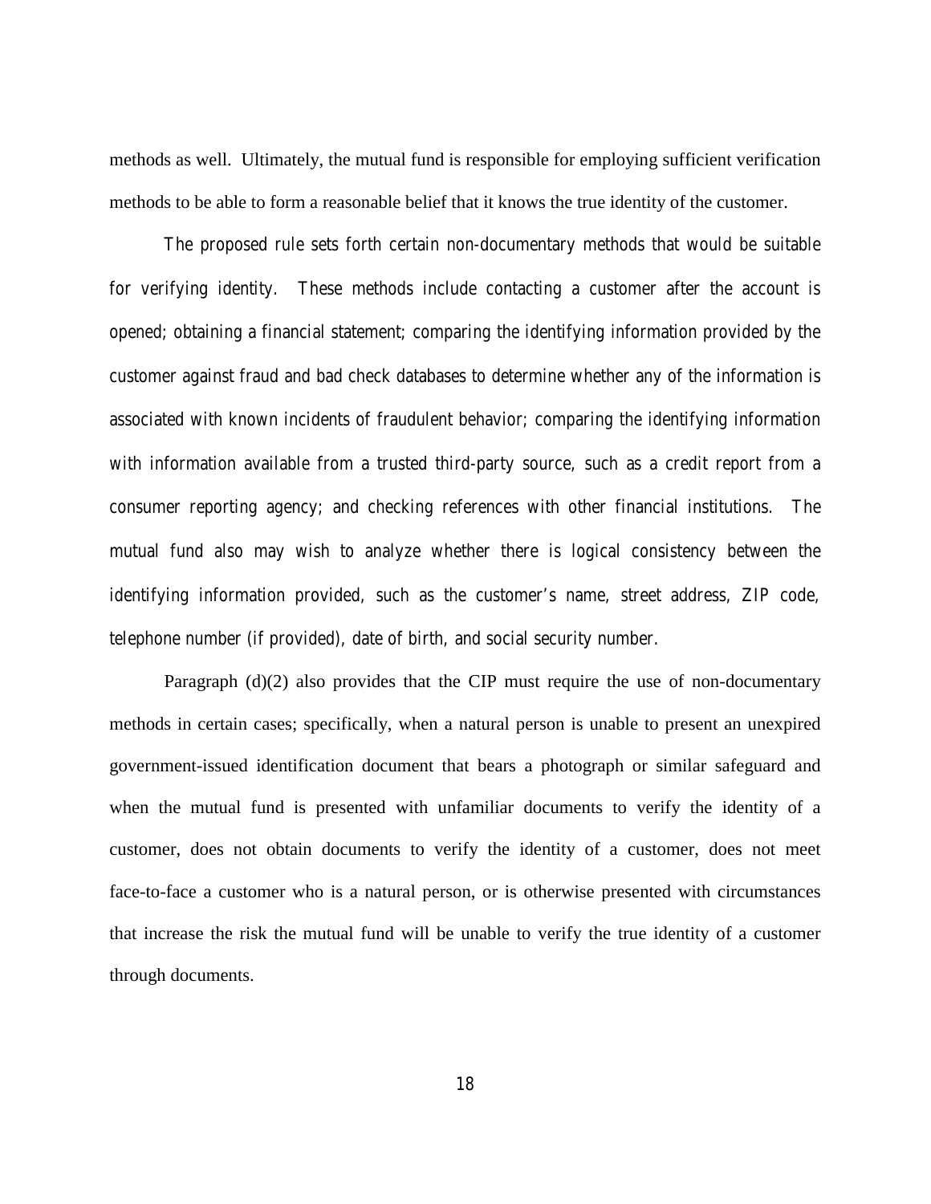methods as well. Ultimately, the mutual fund is responsible for employing sufficient verification methods to be able to form a reasonable belief that it knows the true identity of the customer.

The proposed rule sets forth certain non-documentary methods that would be suitable for verifying identity. These methods include contacting a customer after the account is opened; obtaining a financial statement; comparing the identifying information provided by the customer against fraud and bad check databases to determine whether any of the information is associated with known incidents of fraudulent behavior; comparing the identifying information with information available from a trusted third-party source, such as a credit report from a consumer reporting agency; and checking references with other financial institutions. The mutual fund also may wish to analyze whether there is logical consistency between the identifying information provided, such as the customer's name, street address, ZIP code, telephone number (if provided), date of birth, and social security number.

Paragraph (d)(2) also provides that the CIP must require the use of non-documentary methods in certain cases; specifically, when a natural person is unable to present an unexpired government-issued identification document that bears a photograph or similar safeguard and when the mutual fund is presented with unfamiliar documents to verify the identity of a customer, does not obtain documents to verify the identity of a customer, does not meet face-to-face a customer who is a natural person, or is otherwise presented with circumstances that increase the risk the mutual fund will be unable to verify the true identity of a customer through documents.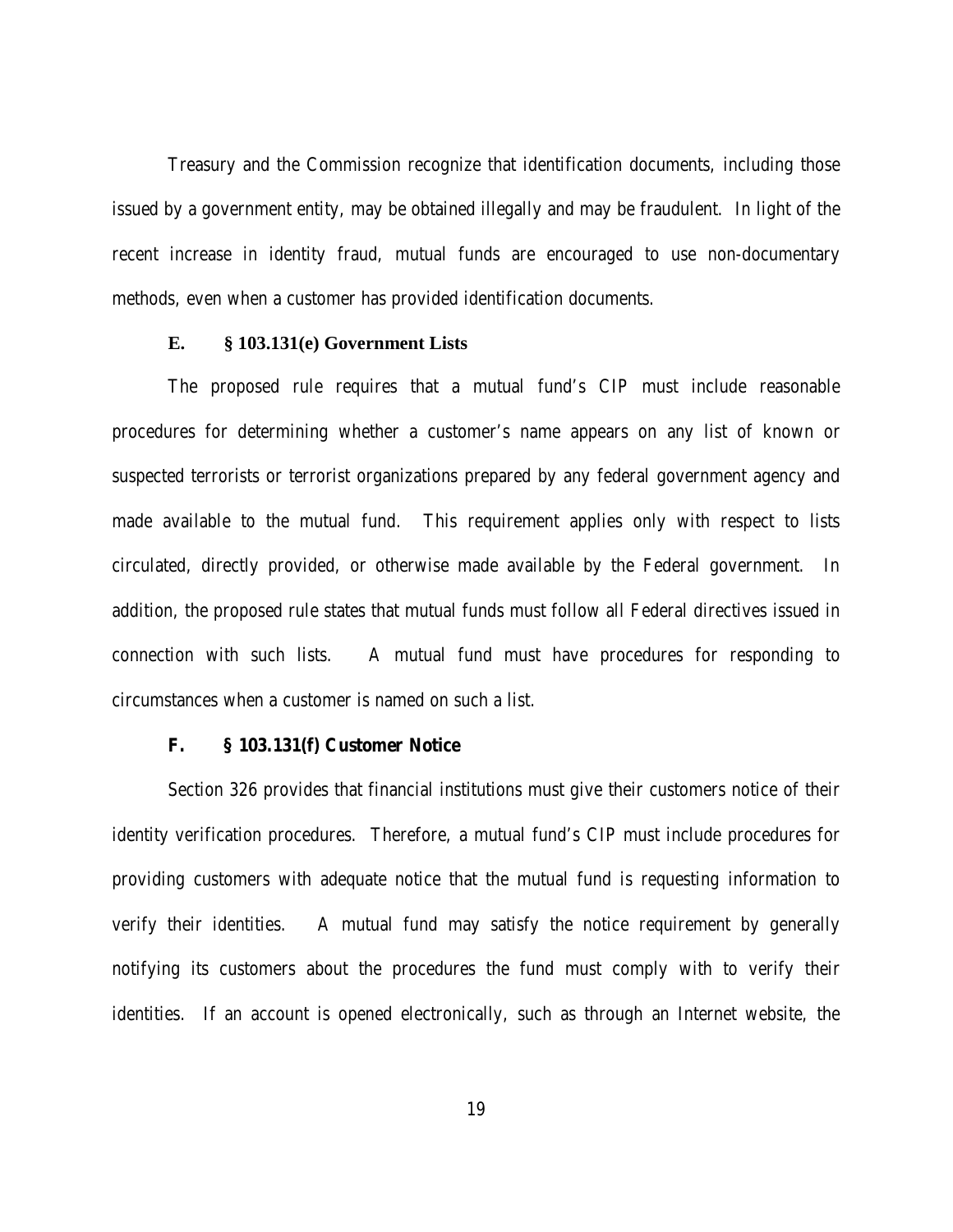Treasury and the Commission recognize that identification documents, including those issued by a government entity, may be obtained illegally and may be fraudulent. In light of the recent increase in identity fraud, mutual funds are encouraged to use non-documentary methods, even when a customer has provided identification documents.

### E. § 103.131(e) Government Lists

The proposed rule requires that a mutual fund's CIP must include reasonable procedures for determining whether a customer's name appears on any list of known or suspected terrorists or terrorist organizations prepared by any federal government agency and made available to the mutual fund. This requirement applies only with respect to lists circulated, directly provided, or otherwise made available by the Federal government. In addition, the proposed rule states that mutual funds must follow all Federal directives issued in connection with such lists. A mutual fund must have procedures for responding to circumstances when a customer is named on such a list.

### F. § 103.131(f) Customer Notice

Section 326 provides that financial institutions must give their customers notice of their identity verification procedures. Therefore, a mutual fund's CIP must include procedures for providing customers with adequate notice that the mutual fund is requesting information to verify their identities. A mutual fund may satisfy the notice requirement by generally notifying its customers about the procedures the fund must comply with to verify their identities. If an account is opened electronically, such as through an Internet website, the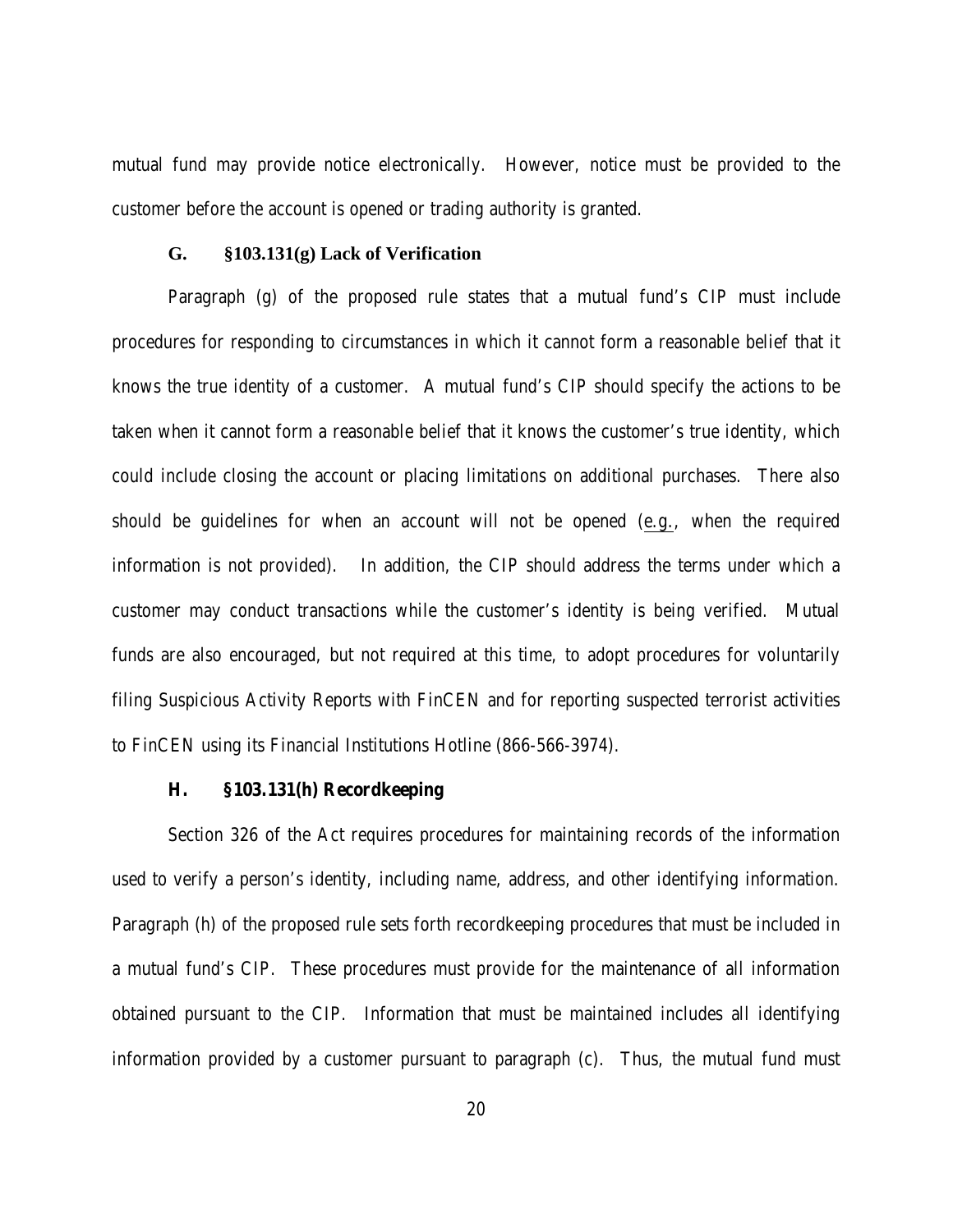mutual fund may provide notice electronically. However, notice must be provided to the customer before the account is opened or trading authority is granted.

### G. §103.131(g) Lack of Verification

Paragraph (g) of the proposed rule states that a mutual fund's CIP must include procedures for responding to circumstances in which it cannot form a reasonable belief that it knows the true identity of a customer. A mutual fund's CIP should specify the actions to be taken when it cannot form a reasonable belief that it knows the customer's true identity, which could include closing the account or placing limitations on additional purchases. There also should be guidelines for when an account will not be opened (e.g., when the required information is not provided). In addition, the CIP should address the terms under which a customer may conduct transactions while the customer's identity is being verified. Mutual funds are also encouraged, but not required at this time, to adopt procedures for voluntarily filing Suspicious Activity Reports with FinCEN and for reporting suspected terrorist activities to FinCEN using its Financial Institutions Hotline (866-566-3974).

### H. §103.131(h) Recordkeeping

Section 326 of the Act requires procedures for maintaining records of the information used to verify a person's identity, including name, address, and other identifying information. Paragraph (h) of the proposed rule sets forth recordkeeping procedures that must be included in a mutual fund's CIP. These procedures must provide for the maintenance of all information obtained pursuant to the CIP. Information that must be maintained includes all identifying information provided by a customer pursuant to paragraph (c). Thus, the mutual fund must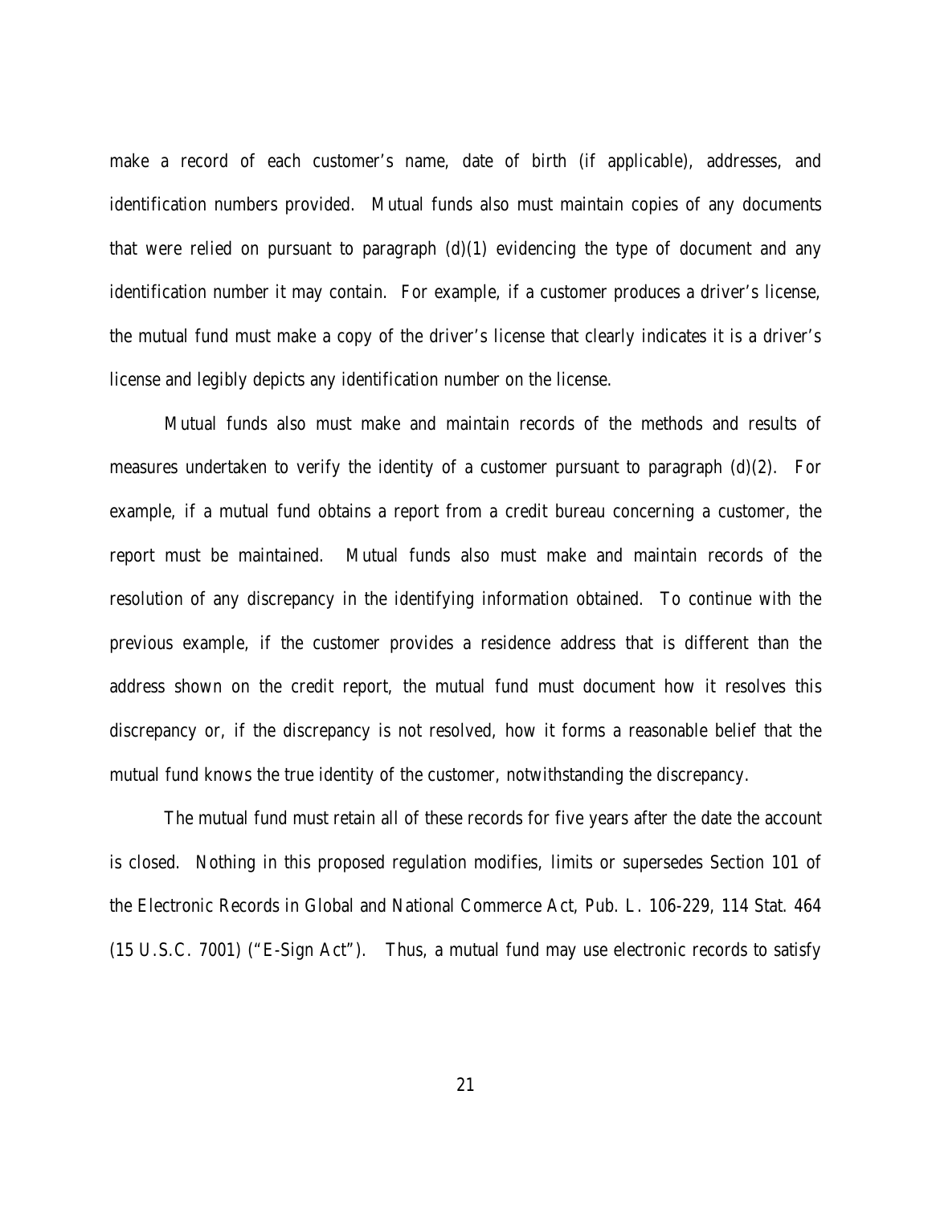make a record of each customer's name, date of birth (if applicable), addresses, and identification numbers provided. Mutual funds also must maintain copies of any documents that were relied on pursuant to paragraph (d)(1) evidencing the type of document and any identification number it may contain. For example, if a customer produces a driver's license, the mutual fund must make a copy of the driver's license that clearly indicates it is a driver's license and legibly depicts any identification number on the license.

Mutual funds also must make and maintain records of the methods and results of measures undertaken to verify the identity of a customer pursuant to paragraph (d)(2). For example, if a mutual fund obtains a report from a credit bureau concerning a customer, the report must be maintained. Mutual funds also must make and maintain records of the resolution of any discrepancy in the identifying information obtained. To continue with the previous example, if the customer provides a residence address that is different than the address shown on the credit report, the mutual fund must document how it resolves this discrepancy or, if the discrepancy is not resolved, how it forms a reasonable belief that the mutual fund knows the true identity of the customer, notwithstanding the discrepancy.

The mutual fund must retain all of these records for five years after the date the account is closed. Nothing in this proposed regulation modifies, limits or supersedes Section 101 of the Electronic Records in Global and National Commerce Act, Pub. L. 106-229, 114 Stat. 464 (15 U.S.C. 7001) ("E-Sign Act"). Thus, a mutual fund may use electronic records to satisfy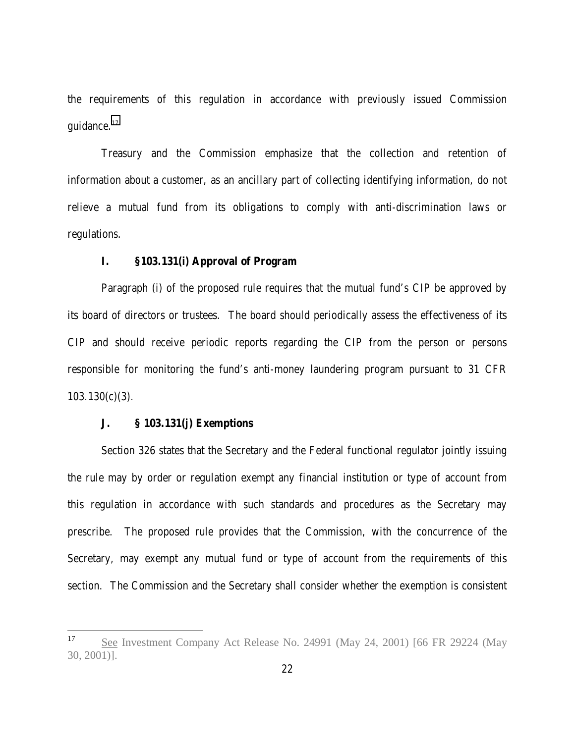the requirements of this regulation in accordance with previously issued Commission guidance.[17]

Treasury and the Commission emphasize that the collection and retention of information about a customer, as an ancillary part of collecting identifying information, do not relieve a mutual fund from its obligations to comply with anti-discrimination laws or regulations.

### I. §103.131(i) Approval of Program

Paragraph (i) of the proposed rule requires that the mutual fund's CIP be approved by its board of directors or trustees. The board should periodically assess the effectiveness of its CIP and should receive periodic reports regarding the CIP from the person or persons responsible for monitoring the fund's anti-money laundering program pursuant to 31 CFR 103.130(c)(3).

### J. § 103.131(j) Exemptions

Section 326 states that the Secretary and the Federal functional regulator jointly issuing the rule may by order or regulation exempt any financial institution or type of account from this regulation in accordance with such standards and procedures as the Secretary may prescribe. The proposed rule provides that the Commission, with the concurrence of the Secretary, may exempt any mutual fund or type of account from the requirements of this section. The Commission and the Secretary shall consider whether the exemption is consistent

---

[17] See Investment Company Act Release No. 24991 (May 24, 2001) [66 FR 29224 (May 30, 2001)].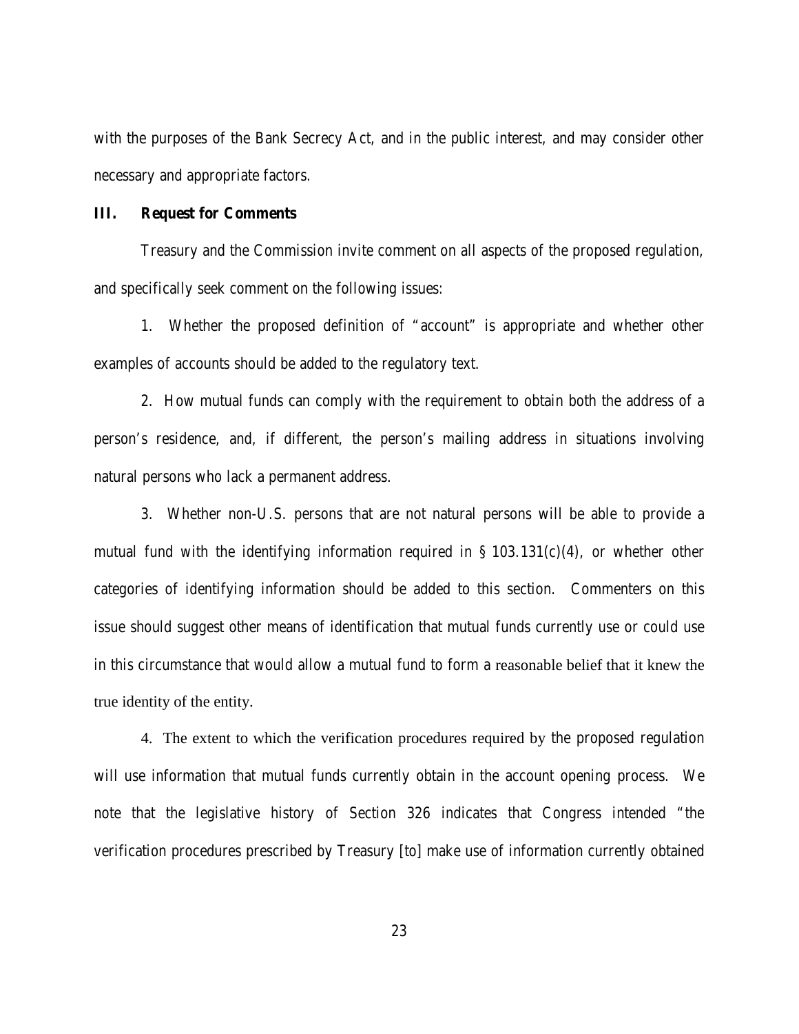with the purposes of the Bank Secrecy Act, and in the public interest, and may consider other necessary and appropriate factors.

## III. Request for Comments

Treasury and the Commission invite comment on all aspects of the proposed regulation, and specifically seek comment on the following issues:

1. Whether the proposed definition of "account" is appropriate and whether other examples of accounts should be added to the regulatory text.

2. How mutual funds can comply with the requirement to obtain both the address of a person's residence, and, if different, the person's mailing address in situations involving natural persons who lack a permanent address.

3. Whether non-U.S. persons that are not natural persons will be able to provide a mutual fund with the identifying information required in § 103.131(c)(4), or whether other categories of identifying information should be added to this section. Commenters on this issue should suggest other means of identification that mutual funds currently use or could use in this circumstance that would allow a mutual fund to form a reasonable belief that it knew the true identity of the entity.

4. The extent to which the verification procedures required by the proposed regulation will use information that mutual funds currently obtain in the account opening process. We note that the legislative history of Section 326 indicates that Congress intended "the verification procedures prescribed by Treasury [to] make use of information currently obtained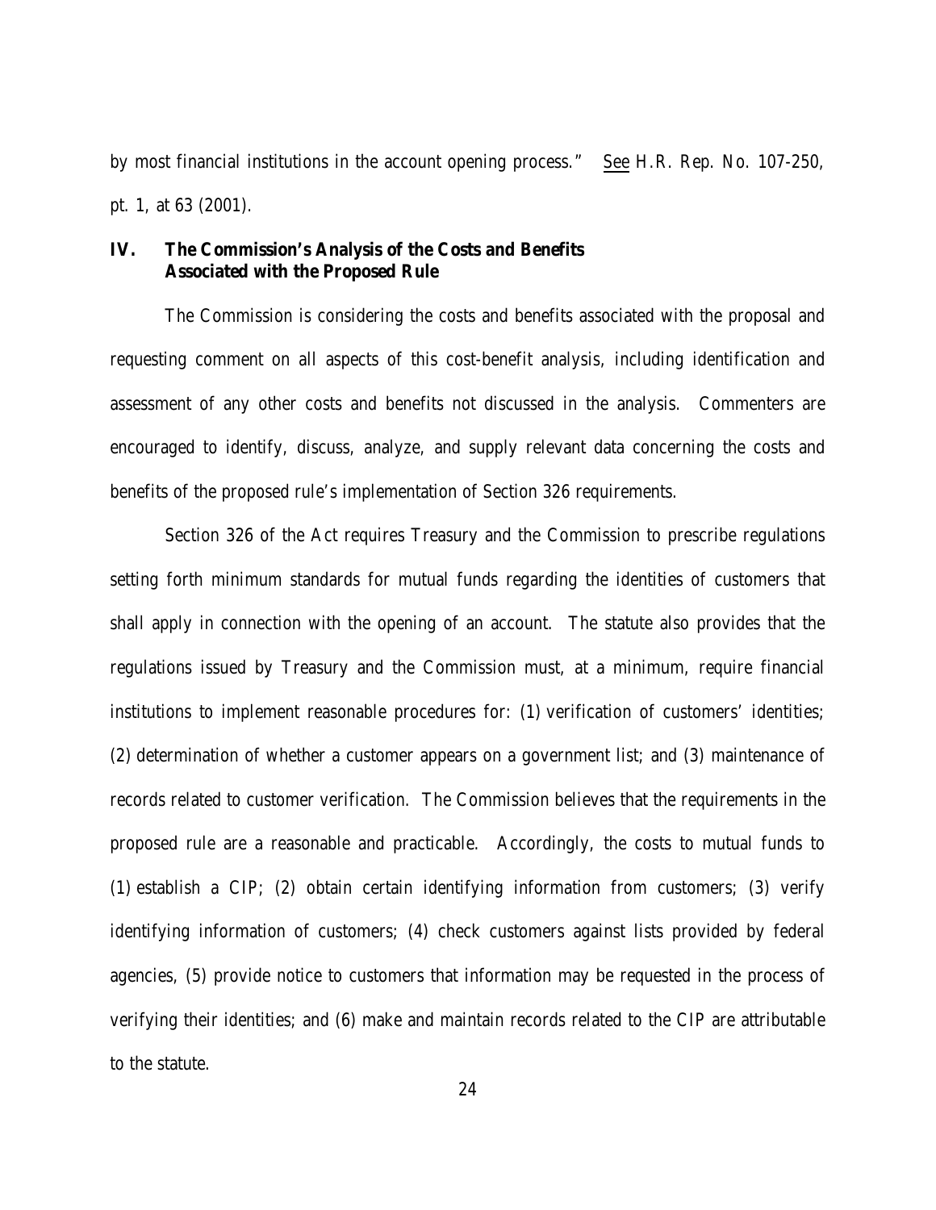by most financial institutions in the account opening process." See H.R. Rep. No. 107-250, pt. 1, at 63 (2001).

## IV. The Commission's Analysis of the Costs and Benefits Associated with the Proposed Rule

The Commission is considering the costs and benefits associated with the proposal and requesting comment on all aspects of this cost-benefit analysis, including identification and assessment of any other costs and benefits not discussed in the analysis. Commenters are encouraged to identify, discuss, analyze, and supply relevant data concerning the costs and benefits of the proposed rule's implementation of Section 326 requirements.

Section 326 of the Act requires Treasury and the Commission to prescribe regulations setting forth minimum standards for mutual funds regarding the identities of customers that shall apply in connection with the opening of an account. The statute also provides that the regulations issued by Treasury and the Commission must, at a minimum, require financial institutions to implement reasonable procedures for: (1) verification of customers' identities; (2) determination of whether a customer appears on a government list; and (3) maintenance of records related to customer verification. The Commission believes that the requirements in the proposed rule are a reasonable and practicable. Accordingly, the costs to mutual funds to (1) establish a CIP; (2) obtain certain identifying information from customers; (3) verify identifying information of customers; (4) check customers against lists provided by federal agencies, (5) provide notice to customers that information may be requested in the process of verifying their identities; and (6) make and maintain records related to the CIP are attributable to the statute.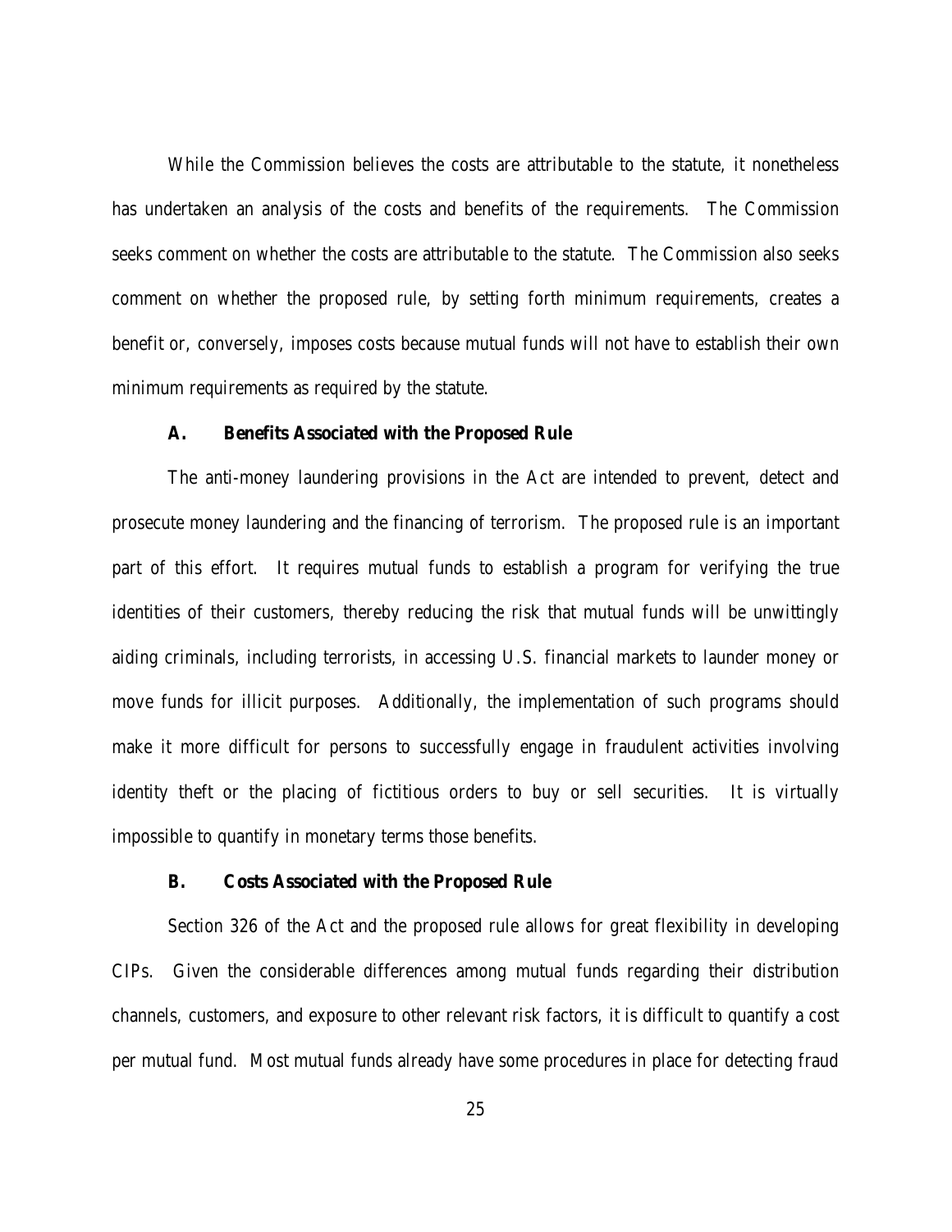While the Commission believes the costs are attributable to the statute, it nonetheless has undertaken an analysis of the costs and benefits of the requirements. The Commission seeks comment on whether the costs are attributable to the statute. The Commission also seeks comment on whether the proposed rule, by setting forth minimum requirements, creates a benefit or, conversely, imposes costs because mutual funds will not have to establish their own minimum requirements as required by the statute.

### A. Benefits Associated with the Proposed Rule

The anti-money laundering provisions in the Act are intended to prevent, detect and prosecute money laundering and the financing of terrorism. The proposed rule is an important part of this effort. It requires mutual funds to establish a program for verifying the true identities of their customers, thereby reducing the risk that mutual funds will be unwittingly aiding criminals, including terrorists, in accessing U.S. financial markets to launder money or move funds for illicit purposes. Additionally, the implementation of such programs should make it more difficult for persons to successfully engage in fraudulent activities involving identity theft or the placing of fictitious orders to buy or sell securities. It is virtually impossible to quantify in monetary terms those benefits.

### B. Costs Associated with the Proposed Rule

Section 326 of the Act and the proposed rule allows for great flexibility in developing CIPs. Given the considerable differences among mutual funds regarding their distribution channels, customers, and exposure to other relevant risk factors, it is difficult to quantify a cost per mutual fund. Most mutual funds already have some procedures in place for detecting fraud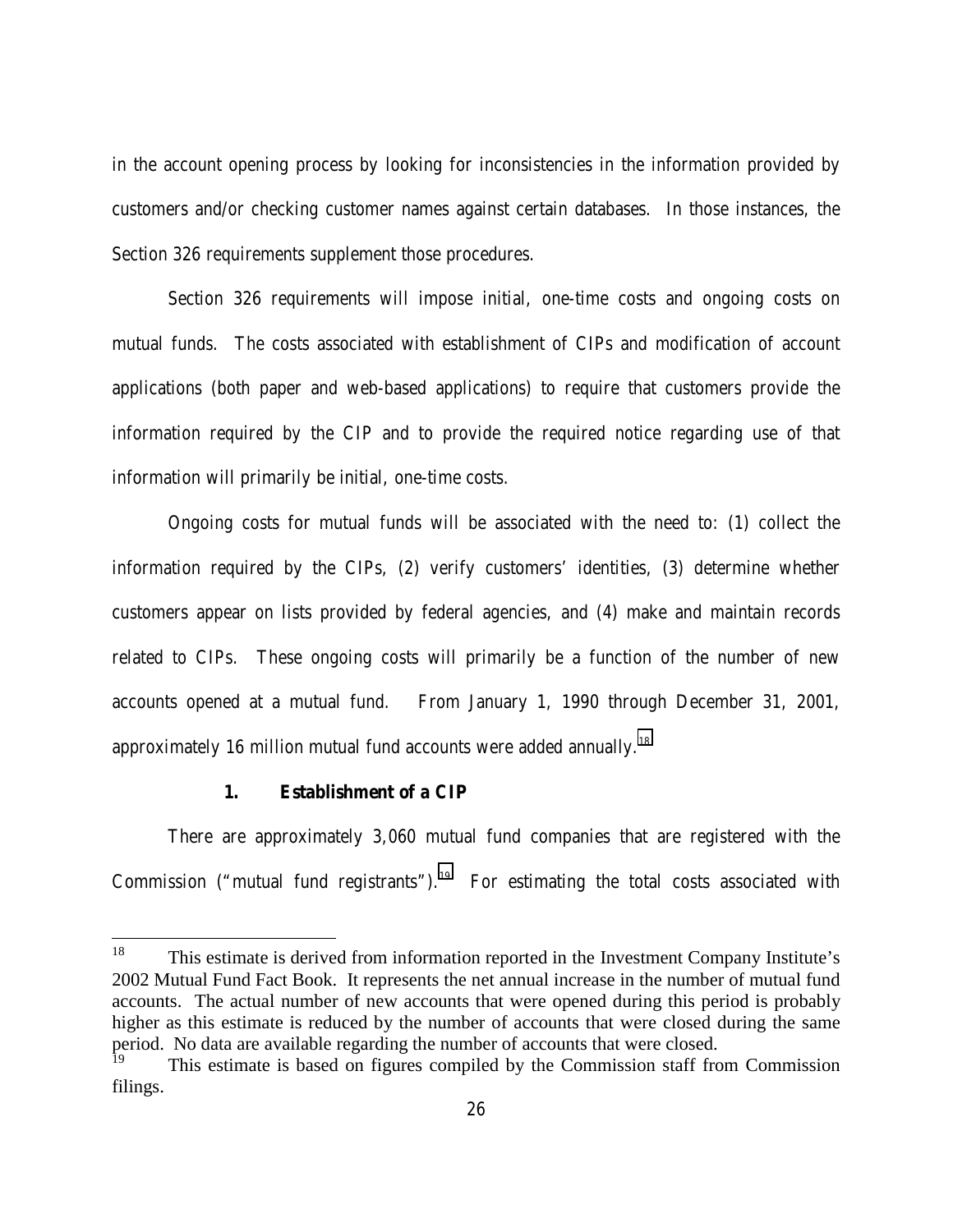in the account opening process by looking for inconsistencies in the information provided by customers and/or checking customer names against certain databases. In those instances, the Section 326 requirements supplement those procedures.

Section 326 requirements will impose initial, one-time costs and ongoing costs on mutual funds. The costs associated with establishment of CIPs and modification of account applications (both paper and web-based applications) to require that customers provide the information required by the CIP and to provide the required notice regarding use of that information will primarily be initial, one-time costs.

Ongoing costs for mutual funds will be associated with the need to: (1) collect the information required by the CIPs, (2) verify customers' identities, (3) determine whether customers appear on lists provided by federal agencies, and (4) make and maintain records related to CIPs. These ongoing costs will primarily be a function of the number of new accounts opened at a mutual fund. From January 1, 1990 through December 31, 2001, approximately 16 million mutual fund accounts were added annually.[18]

### 1. Establishment of a CIP

There are approximately 3,060 mutual fund companies that are registered with the Commission ("mutual fund registrants").[19] For estimating the total costs associated with

---

[18] This estimate is derived from information reported in the Investment Company Institute's 2002 Mutual Fund Fact Book. It represents the net annual increase in the number of mutual fund accounts. The actual number of new accounts that were opened during this period is probably higher as this estimate is reduced by the number of accounts that were closed during the same period. No data are available regarding the number of accounts that were closed.

[19] This estimate is based on figures compiled by the Commission staff from Commission filings.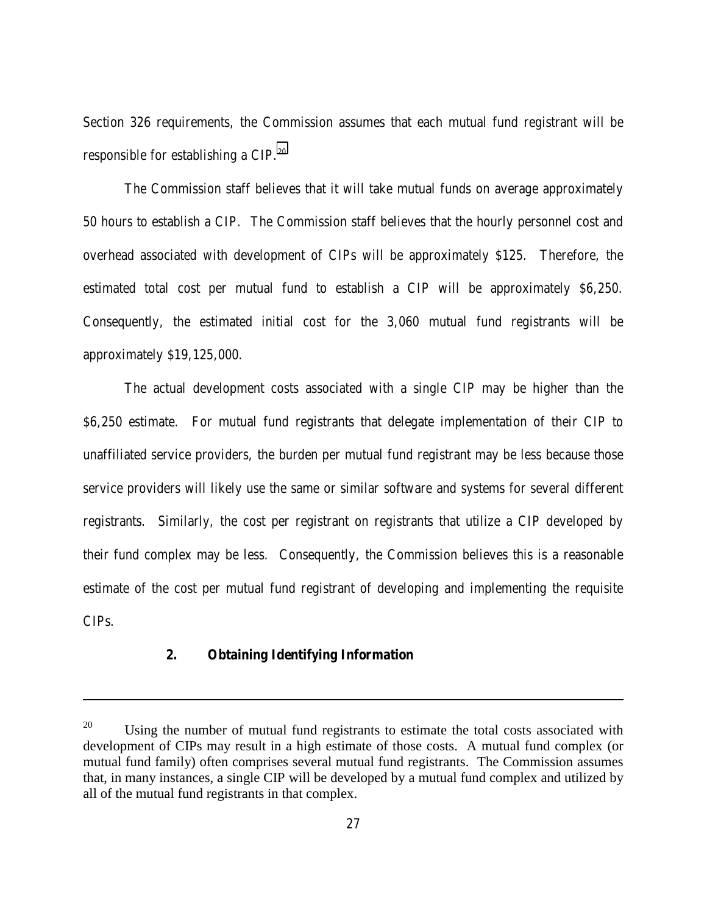Section 326 requirements, the Commission assumes that each mutual fund registrant will be responsible for establishing a CIP.[20]

The Commission staff believes that it will take mutual funds on average approximately 50 hours to establish a CIP. The Commission staff believes that the hourly personnel cost and overhead associated with development of CIPs will be approximately $125. Therefore, the estimated total cost per mutual fund to establish a CIP will be approximately $6,250. Consequently, the estimated initial cost for the 3,060 mutual fund registrants will be approximately $19,125,000.

The actual development costs associated with a single CIP may be higher than the $6,250 estimate. For mutual fund registrants that delegate implementation of their CIP to unaffiliated service providers, the burden per mutual fund registrant may be less because those service providers will likely use the same or similar software and systems for several different registrants. Similarly, the cost per registrant on registrants that utilize a CIP developed by their fund complex may be less. Consequently, the Commission believes this is a reasonable estimate of the cost per mutual fund registrant of developing and implementing the requisite CIPs.

### 2. Obtaining Identifying Information

---

[20] Using the number of mutual fund registrants to estimate the total costs associated with development of CIPs may result in a high estimate of those costs. A mutual fund complex (or mutual fund family) often comprises several mutual fund registrants. The Commission assumes that, in many instances, a single CIP will be developed by a mutual fund complex and utilized by all of the mutual fund registrants in that complex.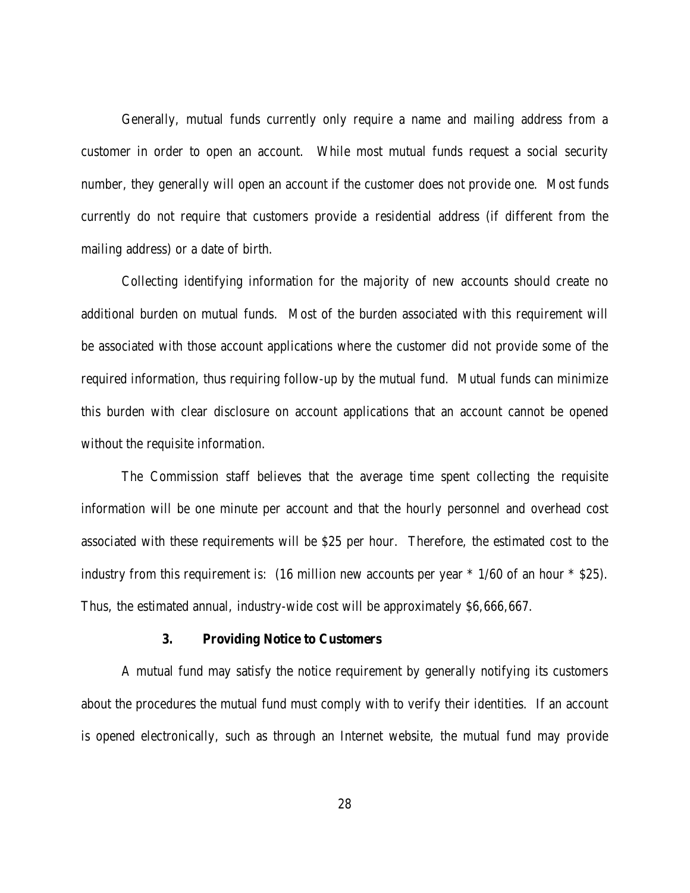Generally, mutual funds currently only require a name and mailing address from a customer in order to open an account. While most mutual funds request a social security number, they generally will open an account if the customer does not provide one. Most funds currently do not require that customers provide a residential address (if different from the mailing address) or a date of birth.

Collecting identifying information for the majority of new accounts should create no additional burden on mutual funds. Most of the burden associated with this requirement will be associated with those account applications where the customer did not provide some of the required information, thus requiring follow-up by the mutual fund. Mutual funds can minimize this burden with clear disclosure on account applications that an account cannot be opened without the requisite information.

The Commission staff believes that the average time spent collecting the requisite information will be one minute per account and that the hourly personnel and overhead cost associated with these requirements will be $25 per hour. Therefore, the estimated cost to the industry from this requirement is: (16 million new accounts per year * 1/60 of an hour * $25). Thus, the estimated annual, industry-wide cost will be approximately $6,666,667.

### 3. Providing Notice to Customers

A mutual fund may satisfy the notice requirement by generally notifying its customers about the procedures the mutual fund must comply with to verify their identities. If an account is opened electronically, such as through an Internet website, the mutual fund may provide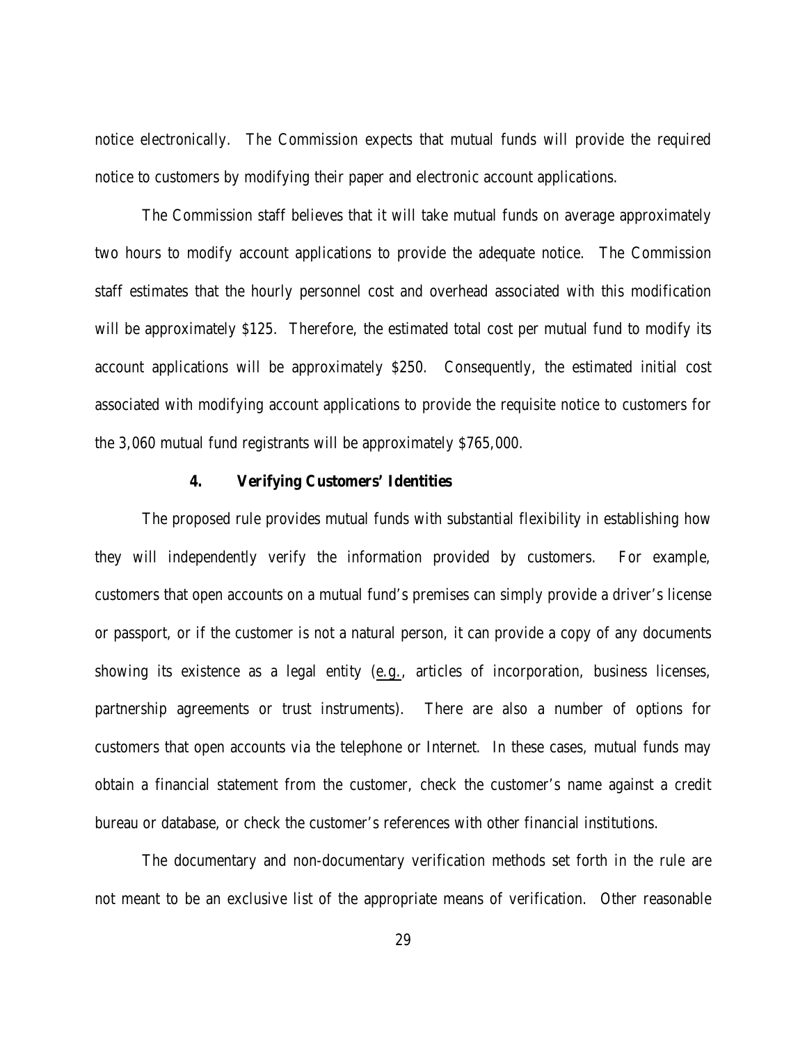notice electronically. The Commission expects that mutual funds will provide the required notice to customers by modifying their paper and electronic account applications.

The Commission staff believes that it will take mutual funds on average approximately two hours to modify account applications to provide the adequate notice. The Commission staff estimates that the hourly personnel cost and overhead associated with this modification will be approximately $125. Therefore, the estimated total cost per mutual fund to modify its account applications will be approximately $250. Consequently, the estimated initial cost associated with modifying account applications to provide the requisite notice to customers for the 3,060 mutual fund registrants will be approximately $765,000.

### 4. Verifying Customers' Identities

The proposed rule provides mutual funds with substantial flexibility in establishing how they will independently verify the information provided by customers. For example, customers that open accounts on a mutual fund's premises can simply provide a driver's license or passport, or if the customer is not a natural person, it can provide a copy of any documents showing its existence as a legal entity (e.g., articles of incorporation, business licenses, partnership agreements or trust instruments). There are also a number of options for customers that open accounts via the telephone or Internet. In these cases, mutual funds may obtain a financial statement from the customer, check the customer's name against a credit bureau or database, or check the customer's references with other financial institutions.

The documentary and non-documentary verification methods set forth in the rule are not meant to be an exclusive list of the appropriate means of verification. Other reasonable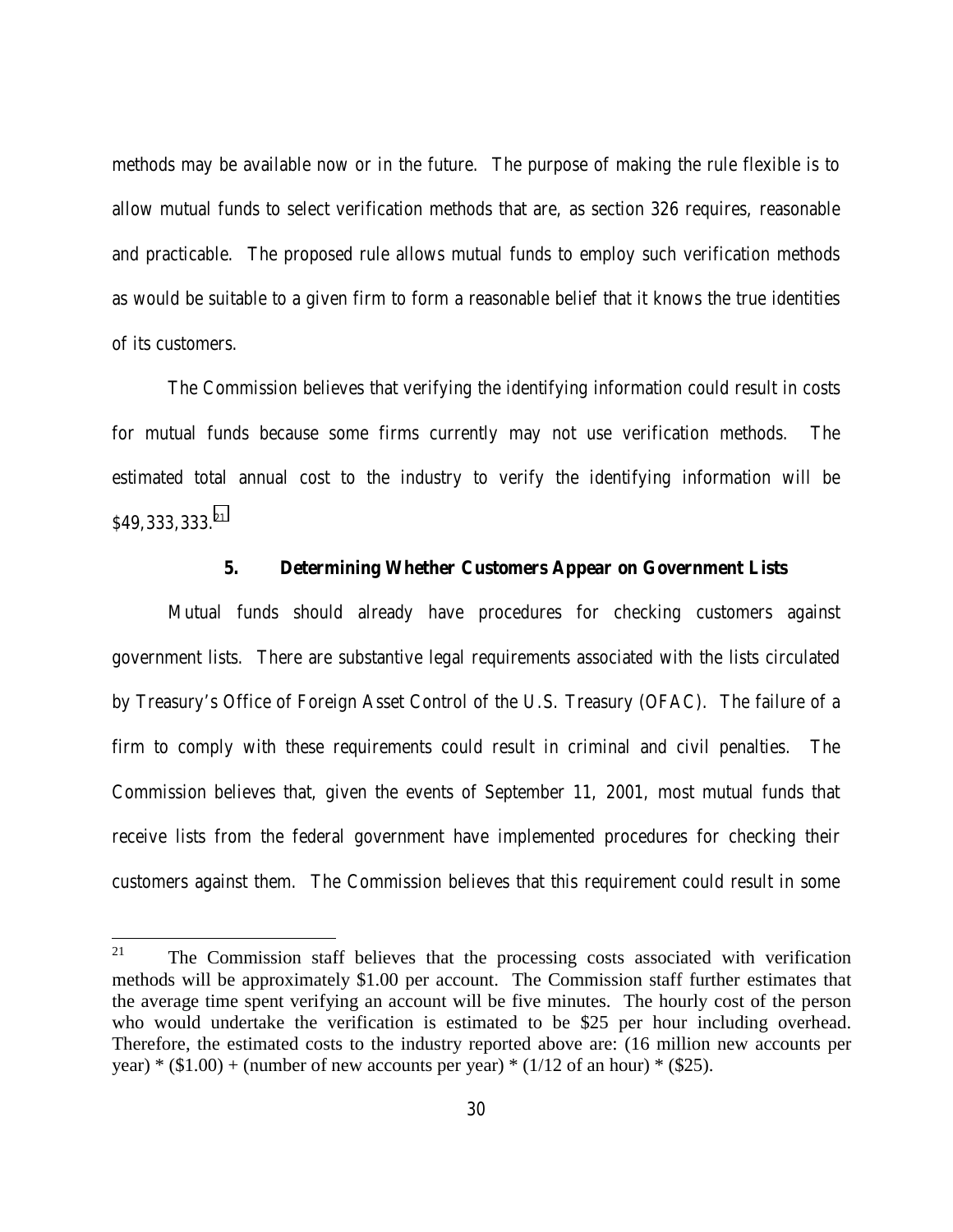methods may be available now or in the future. The purpose of making the rule flexible is to allow mutual funds to select verification methods that are, as section 326 requires, reasonable and practicable. The proposed rule allows mutual funds to employ such verification methods as would be suitable to a given firm to form a reasonable belief that it knows the true identities of its customers.

The Commission believes that verifying the identifying information could result in costs for mutual funds because some firms currently may not use verification methods. The estimated total annual cost to the industry to verify the identifying information will be $49,333,333.[21]

### 5. Determining Whether Customers Appear on Government Lists

Mutual funds should already have procedures for checking customers against government lists. There are substantive legal requirements associated with the lists circulated by Treasury's Office of Foreign Asset Control of the U.S. Treasury (OFAC). The failure of a firm to comply with these requirements could result in criminal and civil penalties. The Commission believes that, given the events of September 11, 2001, most mutual funds that receive lists from the federal government have implemented procedures for checking their customers against them. The Commission believes that this requirement could result in some

---

[21] The Commission staff believes that the processing costs associated with verification methods will be approximately $1.00 per account. The Commission staff further estimates that the average time spent verifying an account will be five minutes. The hourly cost of the person who would undertake the verification is estimated to be $25 per hour including overhead. Therefore, the estimated costs to the industry reported above are: (16 million new accounts per year) * ($1.00) + (number of new accounts per year) * (1/12 of an hour) * ($25).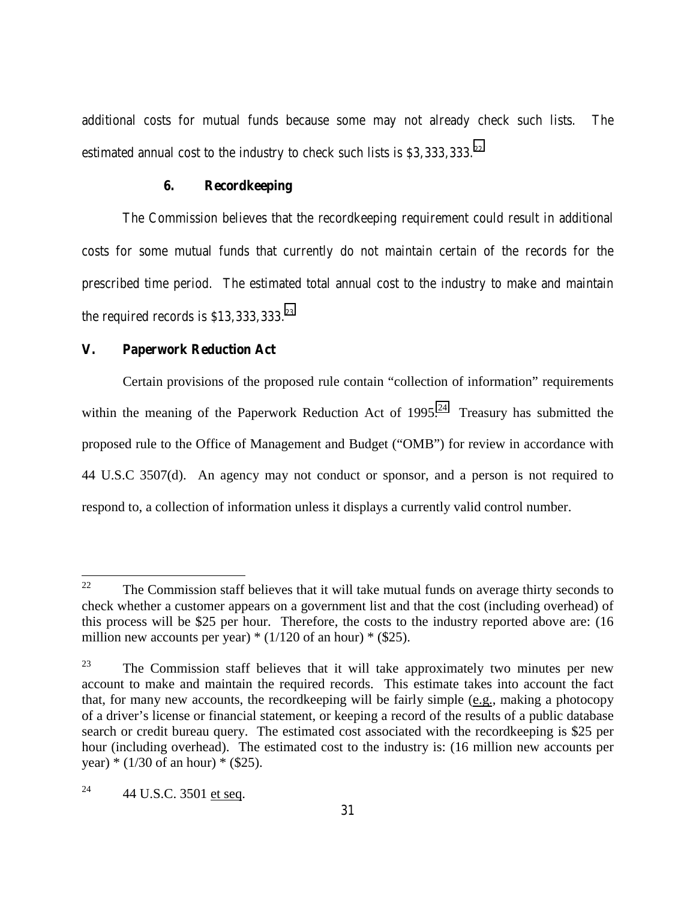additional costs for mutual funds because some may not already check such lists. The estimated annual cost to the industry to check such lists is $3,333,333.[22]

### 6. Recordkeeping

The Commission believes that the recordkeeping requirement could result in additional costs for some mutual funds that currently do not maintain certain of the records for the prescribed time period. The estimated total annual cost to the industry to make and maintain the required records is $13,333,333.[23]

## V. Paperwork Reduction Act

Certain provisions of the proposed rule contain "collection of information" requirements within the meaning of the Paperwork Reduction Act of 1995.[24] Treasury has submitted the proposed rule to the Office of Management and Budget ("OMB") for review in accordance with 44 U.S.C 3507(d). An agency may not conduct or sponsor, and a person is not required to respond to, a collection of information unless it displays a currently valid control number.

---

[22] The Commission staff believes that it will take mutual funds on average thirty seconds to check whether a customer appears on a government list and that the cost (including overhead) of this process will be $25 per hour. Therefore, the costs to the industry reported above are: (16 million new accounts per year) * (1/120 of an hour) * ($25).

[23] The Commission staff believes that it will take approximately two minutes per new account to make and maintain the required records. This estimate takes into account the fact that, for many new accounts, the recordkeeping will be fairly simple (e.g., making a photocopy of a driver's license or financial statement, or keeping a record of the results of a public database search or credit bureau query. The estimated cost associated with the recordkeeping is $25 per hour (including overhead). The estimated cost to the industry is: (16 million new accounts per year) * (1/30 of an hour) * ($25).

[24] 44 U.S.C. 3501 et seq.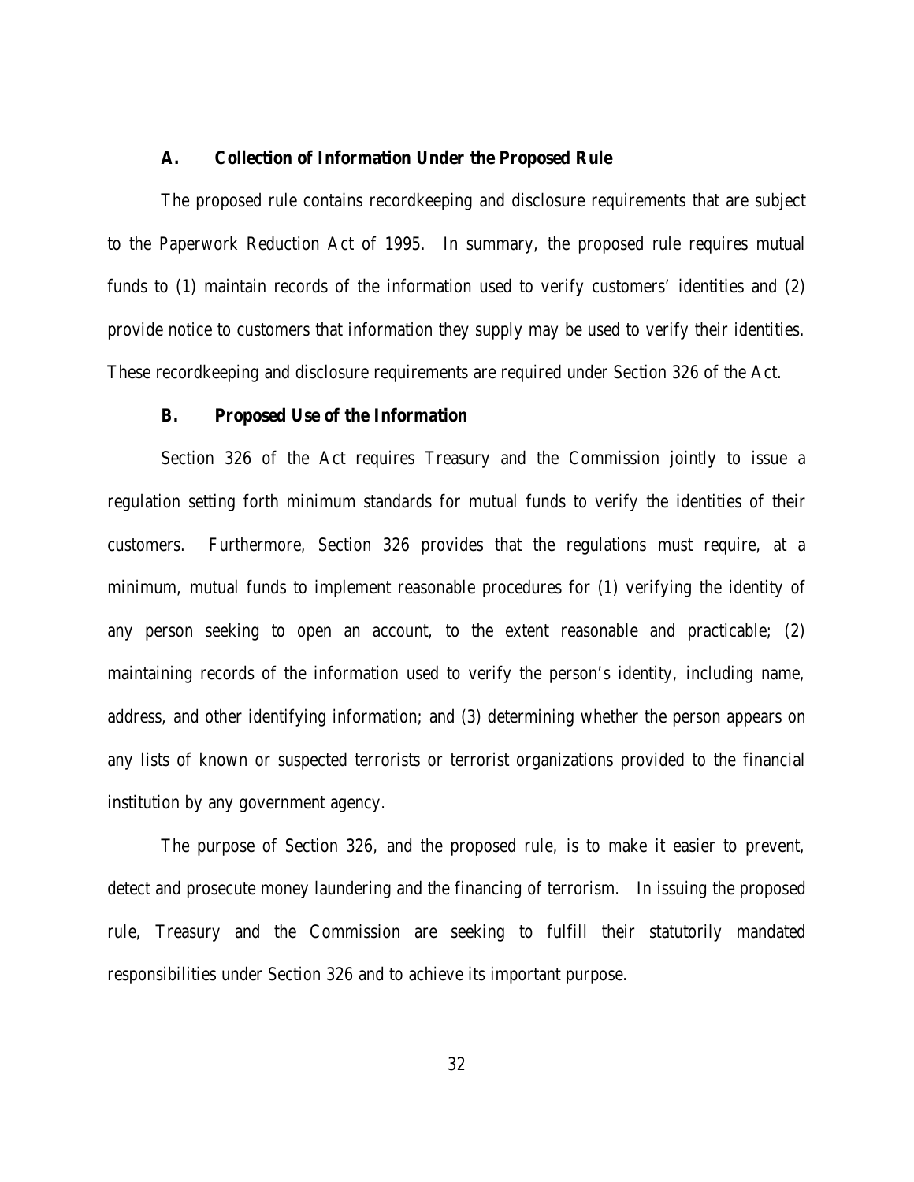### A. Collection of Information Under the Proposed Rule

The proposed rule contains recordkeeping and disclosure requirements that are subject to the Paperwork Reduction Act of 1995. In summary, the proposed rule requires mutual funds to (1) maintain records of the information used to verify customers' identities and (2) provide notice to customers that information they supply may be used to verify their identities. These recordkeeping and disclosure requirements are required under Section 326 of the Act.

### B. Proposed Use of the Information

Section 326 of the Act requires Treasury and the Commission jointly to issue a regulation setting forth minimum standards for mutual funds to verify the identities of their customers. Furthermore, Section 326 provides that the regulations must require, at a minimum, mutual funds to implement reasonable procedures for (1) verifying the identity of any person seeking to open an account, to the extent reasonable and practicable; (2) maintaining records of the information used to verify the person's identity, including name, address, and other identifying information; and (3) determining whether the person appears on any lists of known or suspected terrorists or terrorist organizations provided to the financial institution by any government agency.

The purpose of Section 326, and the proposed rule, is to make it easier to prevent, detect and prosecute money laundering and the financing of terrorism. In issuing the proposed rule, Treasury and the Commission are seeking to fulfill their statutorily mandated responsibilities under Section 326 and to achieve its important purpose.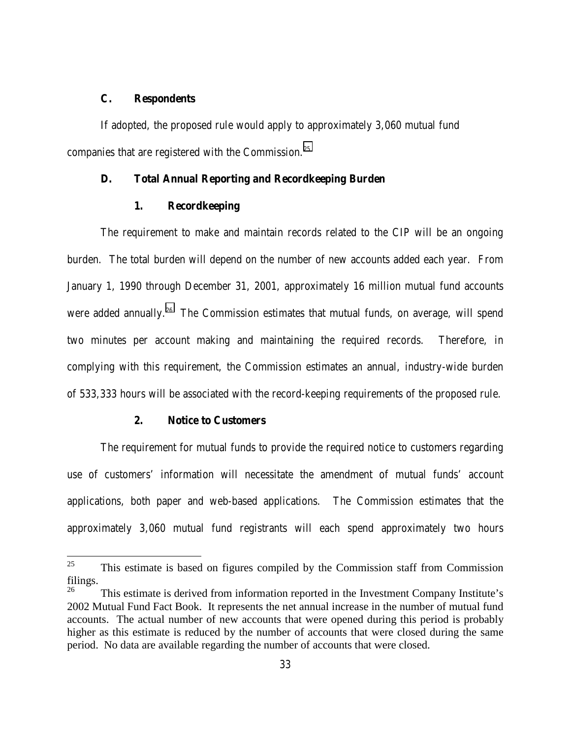### C. Respondents

If adopted, the proposed rule would apply to approximately 3,060 mutual fund companies that are registered with the Commission.[25]

### D. Total Annual Reporting and Recordkeeping Burden

#### 1. Recordkeeping

The requirement to make and maintain records related to the CIP will be an ongoing burden. The total burden will depend on the number of new accounts added each year. From January 1, 1990 through December 31, 2001, approximately 16 million mutual fund accounts were added annually.[26] The Commission estimates that mutual funds, on average, will spend two minutes per account making and maintaining the required records. Therefore, in complying with this requirement, the Commission estimates an annual, industry-wide burden of 533,333 hours will be associated with the record-keeping requirements of the proposed rule.

#### 2. Notice to Customers

The requirement for mutual funds to provide the required notice to customers regarding use of customers' information will necessitate the amendment of mutual funds' account applications, both paper and web-based applications. The Commission estimates that the approximately 3,060 mutual fund registrants will each spend approximately two hours

---

[25] This estimate is based on figures compiled by the Commission staff from Commission filings.

[26] This estimate is derived from information reported in the Investment Company Institute's 2002 Mutual Fund Fact Book. It represents the net annual increase in the number of mutual fund accounts. The actual number of new accounts that were opened during this period is probably higher as this estimate is reduced by the number of accounts that were closed during the same period. No data are available regarding the number of accounts that were closed.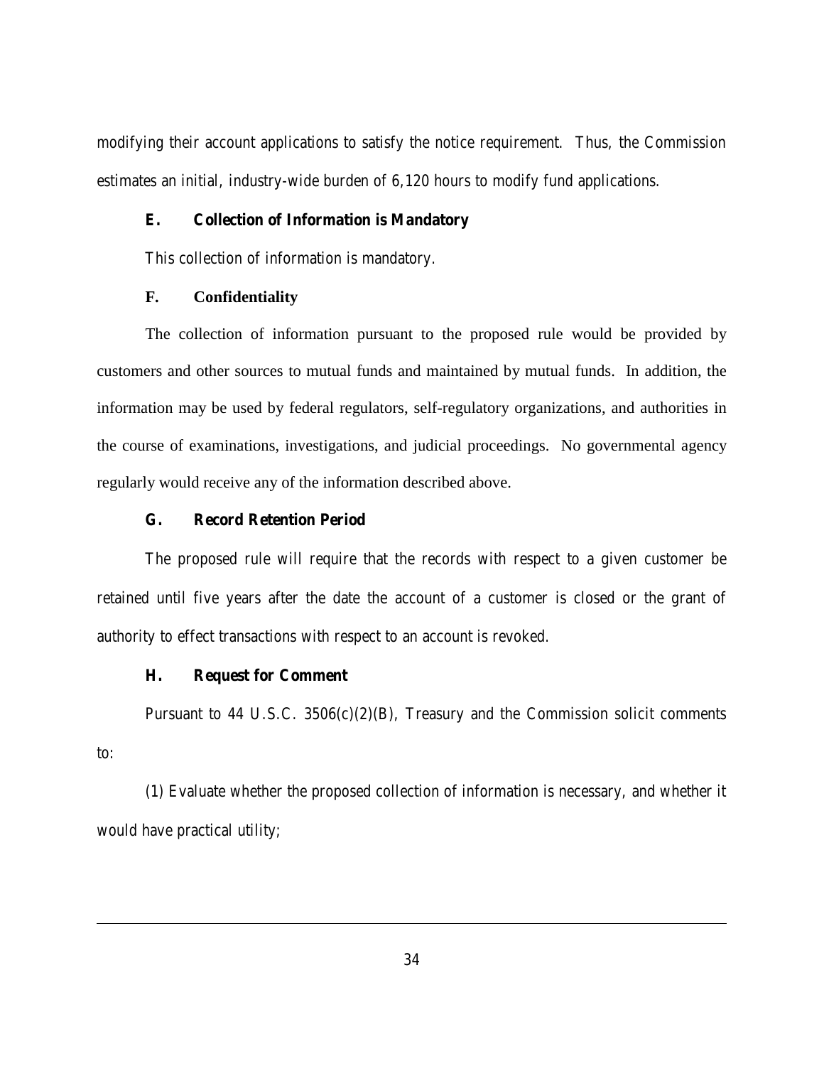modifying their account applications to satisfy the notice requirement. Thus, the Commission estimates an initial, industry-wide burden of 6,120 hours to modify fund applications.

### E. Collection of Information is Mandatory

This collection of information is mandatory.

### F. Confidentiality

The collection of information pursuant to the proposed rule would be provided by customers and other sources to mutual funds and maintained by mutual funds. In addition, the information may be used by federal regulators, self-regulatory organizations, and authorities in the course of examinations, investigations, and judicial proceedings. No governmental agency regularly would receive any of the information described above.

### G. Record Retention Period

The proposed rule will require that the records with respect to a given customer be retained until five years after the date the account of a customer is closed or the grant of authority to effect transactions with respect to an account is revoked.

### H. Request for Comment

Pursuant to 44 U.S.C. 3506(c)(2)(B), Treasury and the Commission solicit comments to:

(1) Evaluate whether the proposed collection of information is necessary, and whether it would have practical utility;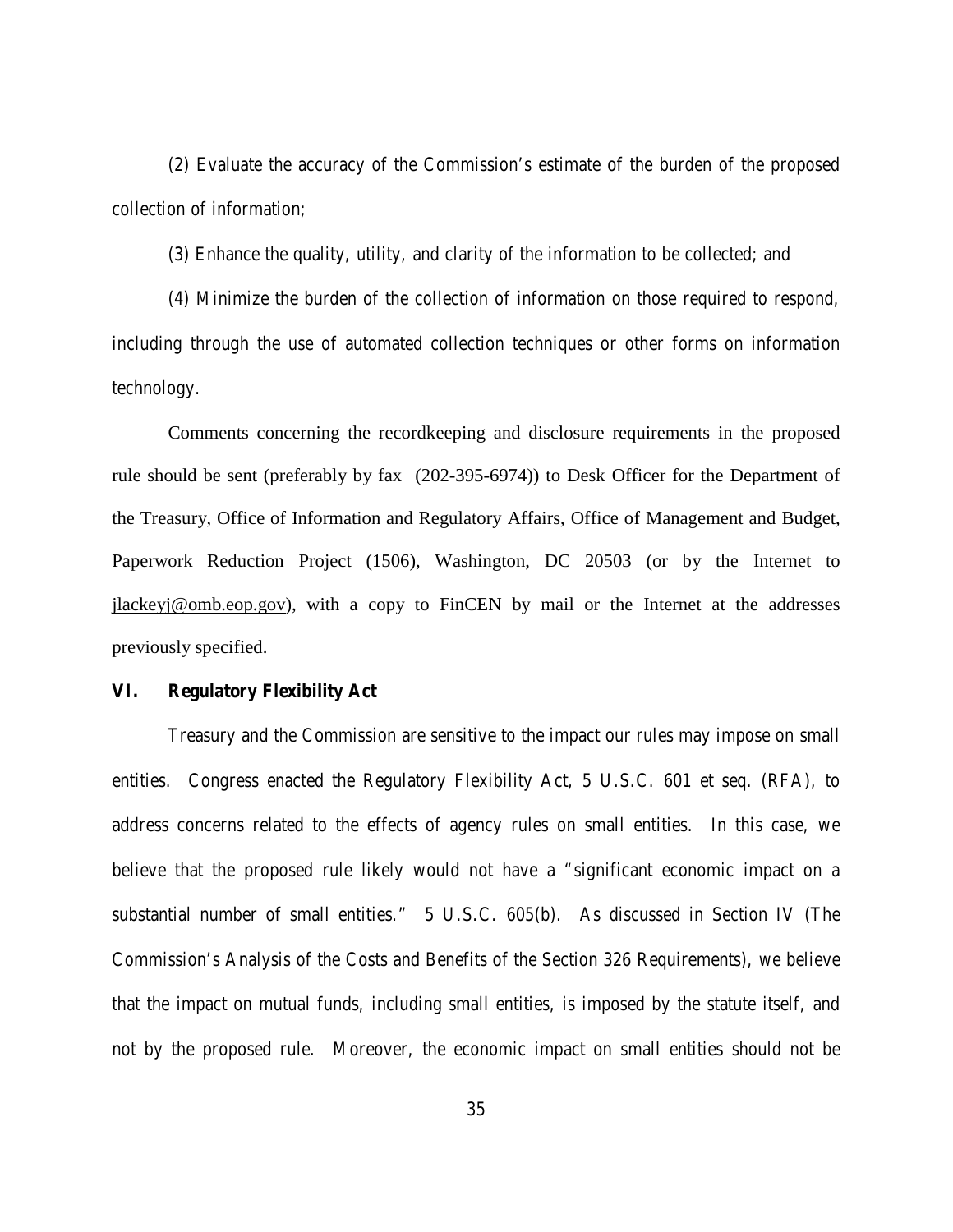(2) Evaluate the accuracy of the Commission's estimate of the burden of the proposed collection of information;

(3) Enhance the quality, utility, and clarity of the information to be collected; and

(4) Minimize the burden of the collection of information on those required to respond, including through the use of automated collection techniques or other forms on information technology.

Comments concerning the recordkeeping and disclosure requirements in the proposed rule should be sent (preferably by fax (202-395-6974)) to Desk Officer for the Department of the Treasury, Office of Information and Regulatory Affairs, Office of Management and Budget, Paperwork Reduction Project (1506), Washington, DC 20503 (or by the Internet to jlackeyj@omb.eop.gov), with a copy to FinCEN by mail or the Internet at the addresses previously specified.

## VI. Regulatory Flexibility Act

Treasury and the Commission are sensitive to the impact our rules may impose on small entities. Congress enacted the Regulatory Flexibility Act, 5 U.S.C. 601 et seq. (RFA), to address concerns related to the effects of agency rules on small entities. In this case, we believe that the proposed rule likely would not have a "significant economic impact on a substantial number of small entities." 5 U.S.C. 605(b). As discussed in Section IV (The Commission's Analysis of the Costs and Benefits of the Section 326 Requirements), we believe that the impact on mutual funds, including small entities, is imposed by the statute itself, and not by the proposed rule. Moreover, the economic impact on small entities should not be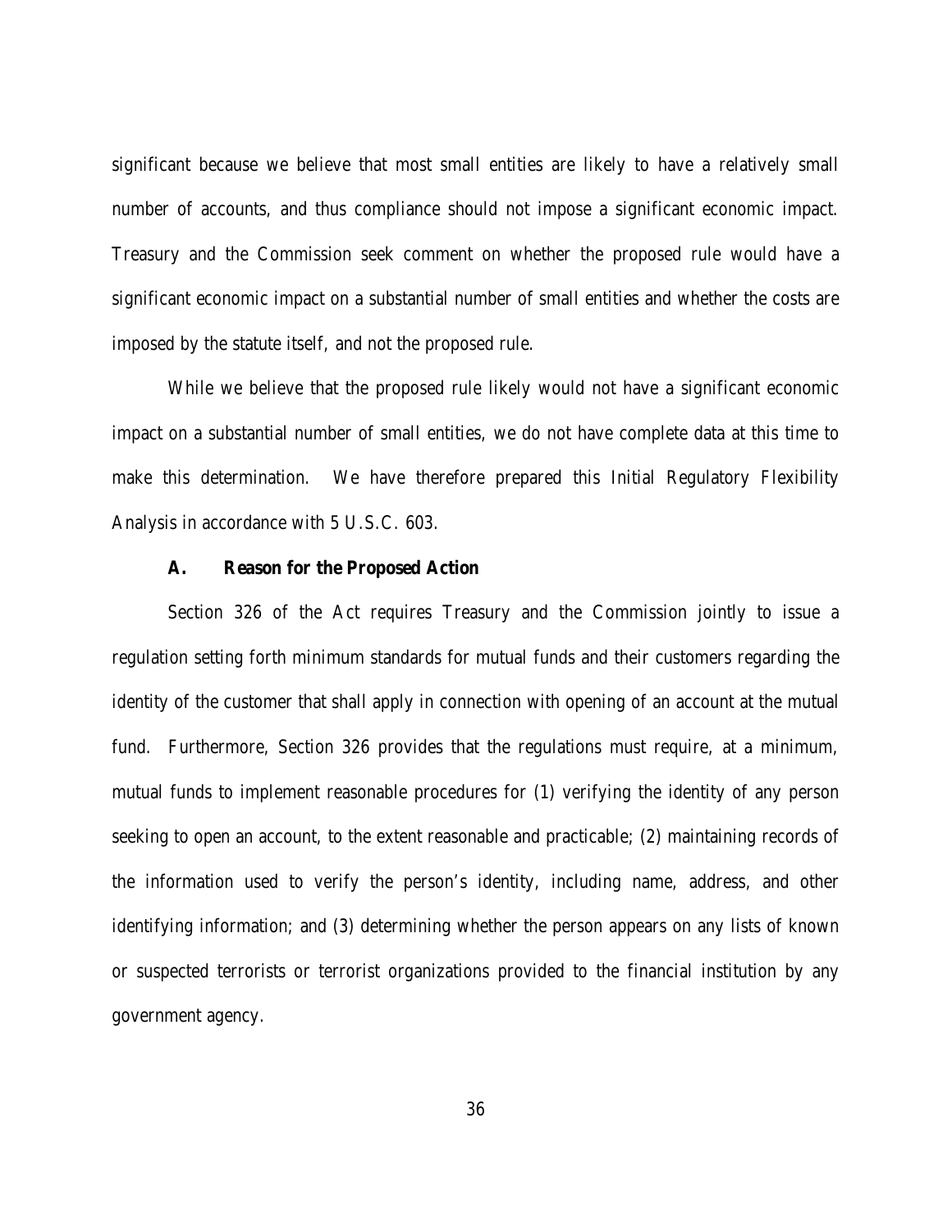significant because we believe that most small entities are likely to have a relatively small number of accounts, and thus compliance should not impose a significant economic impact. Treasury and the Commission seek comment on whether the proposed rule would have a significant economic impact on a substantial number of small entities and whether the costs are imposed by the statute itself, and not the proposed rule.

While we believe that the proposed rule likely would not have a significant economic impact on a substantial number of small entities, we do not have complete data at this time to make this determination. We have therefore prepared this Initial Regulatory Flexibility Analysis in accordance with 5 U.S.C. 603.

**A. Reason for the Proposed Action**

Section 326 of the Act requires Treasury and the Commission jointly to issue a regulation setting forth minimum standards for mutual funds and their customers regarding the identity of the customer that shall apply in connection with opening of an account at the mutual fund. Furthermore, Section 326 provides that the regulations must require, at a minimum, mutual funds to implement reasonable procedures for (1) verifying the identity of any person seeking to open an account, to the extent reasonable and practicable; (2) maintaining records of the information used to verify the person's identity, including name, address, and other identifying information; and (3) determining whether the person appears on any lists of known or suspected terrorists or terrorist organizations provided to the financial institution by any government agency.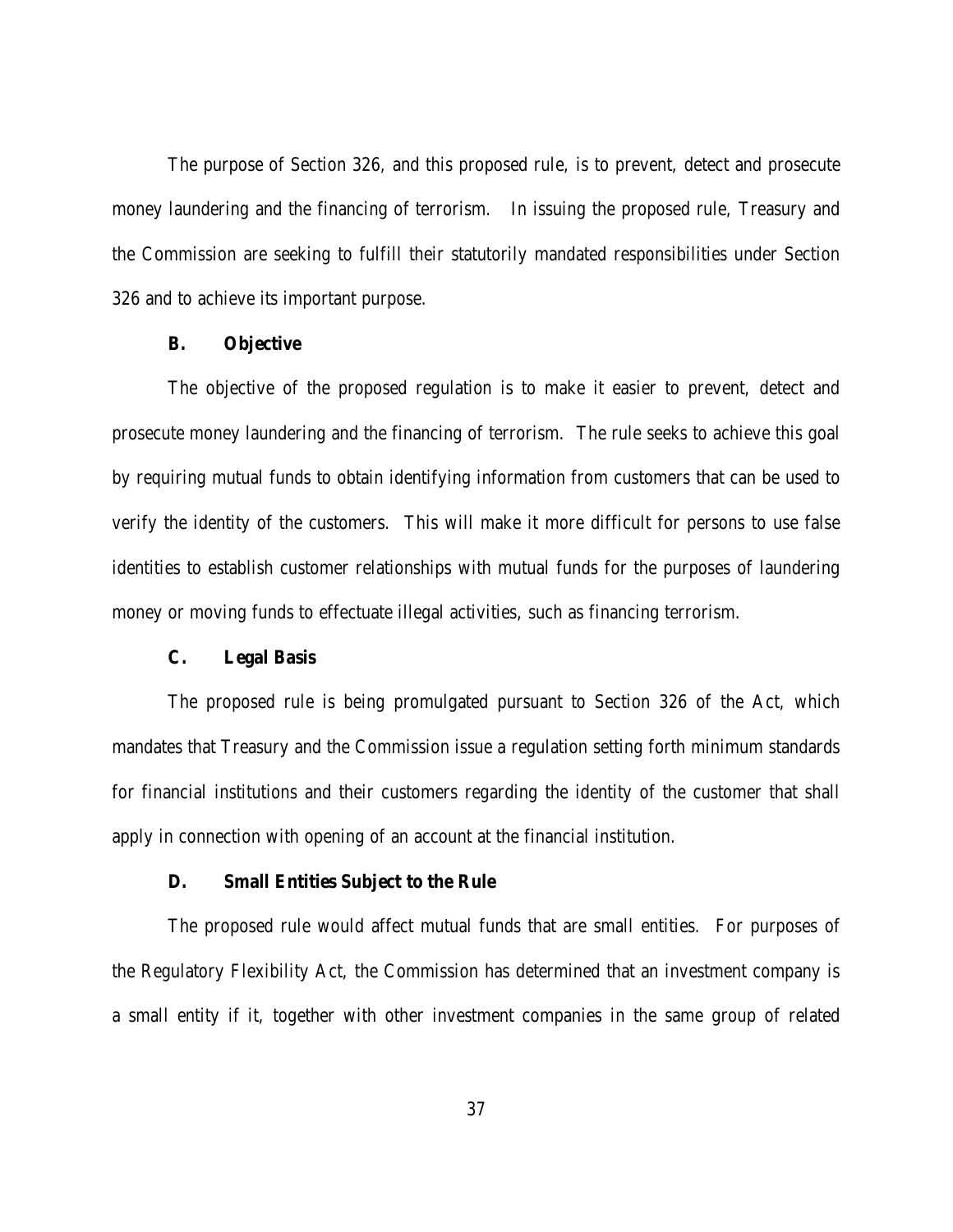The purpose of Section 326, and this proposed rule, is to prevent, detect and prosecute money laundering and the financing of terrorism. In issuing the proposed rule, Treasury and the Commission are seeking to fulfill their statutorily mandated responsibilities under Section 326 and to achieve its important purpose.

### B. Objective

The objective of the proposed regulation is to make it easier to prevent, detect and prosecute money laundering and the financing of terrorism. The rule seeks to achieve this goal by requiring mutual funds to obtain identifying information from customers that can be used to verify the identity of the customers. This will make it more difficult for persons to use false identities to establish customer relationships with mutual funds for the purposes of laundering money or moving funds to effectuate illegal activities, such as financing terrorism.

### C. Legal Basis

The proposed rule is being promulgated pursuant to Section 326 of the Act, which mandates that Treasury and the Commission issue a regulation setting forth minimum standards for financial institutions and their customers regarding the identity of the customer that shall apply in connection with opening of an account at the financial institution.

### D. Small Entities Subject to the Rule

The proposed rule would affect mutual funds that are small entities. For purposes of the Regulatory Flexibility Act, the Commission has determined that an investment company is a small entity if it, together with other investment companies in the same group of related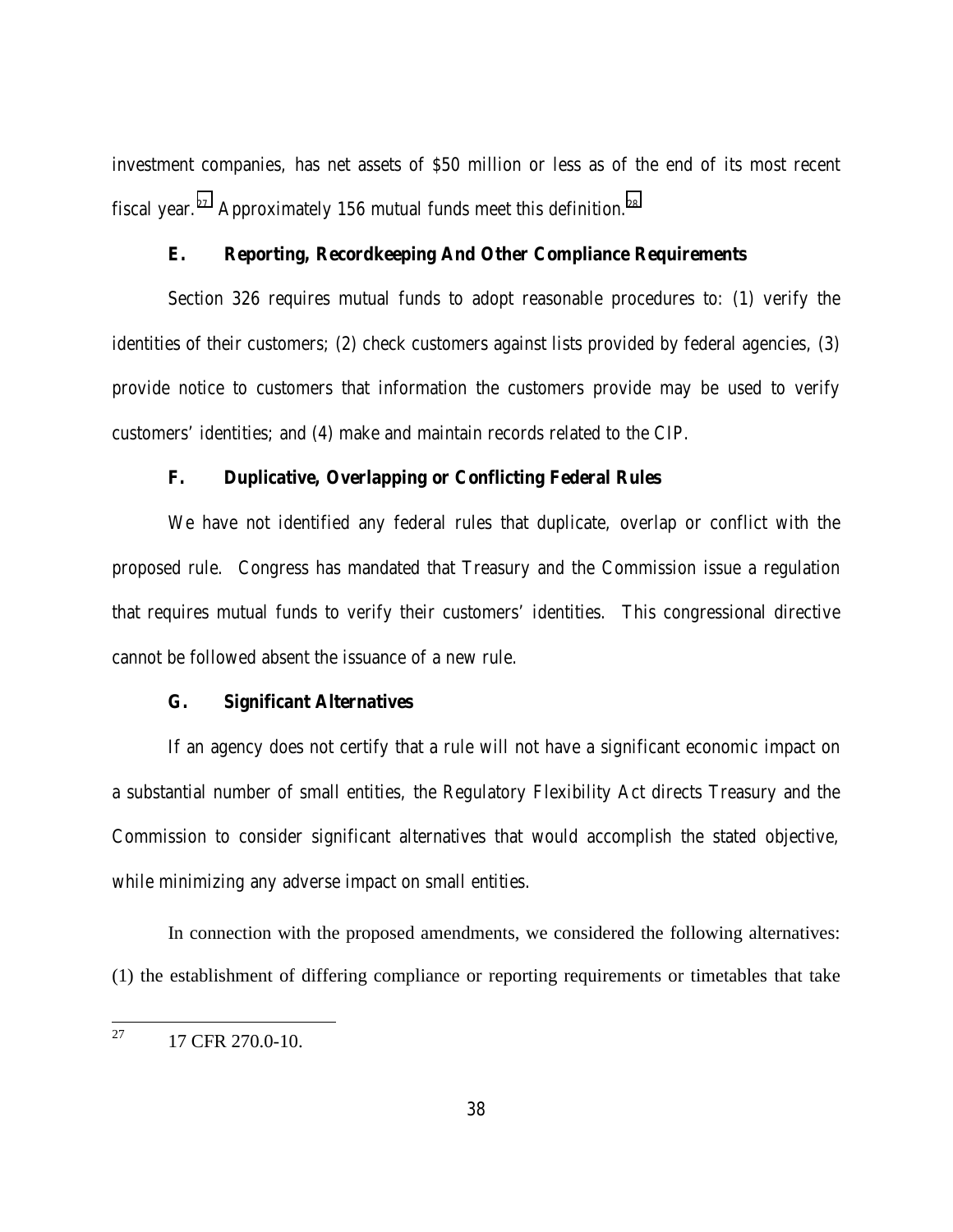investment companies, has net assets of $50 million or less as of the end of its most recent fiscal year.[27] Approximately 156 mutual funds meet this definition.[28]

### E. Reporting, Recordkeeping And Other Compliance Requirements

Section 326 requires mutual funds to adopt reasonable procedures to: (1) verify the identities of their customers; (2) check customers against lists provided by federal agencies, (3) provide notice to customers that information the customers provide may be used to verify customers' identities; and (4) make and maintain records related to the CIP.

### F. Duplicative, Overlapping or Conflicting Federal Rules

We have not identified any federal rules that duplicate, overlap or conflict with the proposed rule. Congress has mandated that Treasury and the Commission issue a regulation that requires mutual funds to verify their customers' identities. This congressional directive cannot be followed absent the issuance of a new rule.

### G. Significant Alternatives

If an agency does not certify that a rule will not have a significant economic impact on a substantial number of small entities, the Regulatory Flexibility Act directs Treasury and the Commission to consider significant alternatives that would accomplish the stated objective, while minimizing any adverse impact on small entities.

In connection with the proposed amendments, we considered the following alternatives: (1) the establishment of differing compliance or reporting requirements or timetables that take

---

[27] 17 CFR 270.0-10.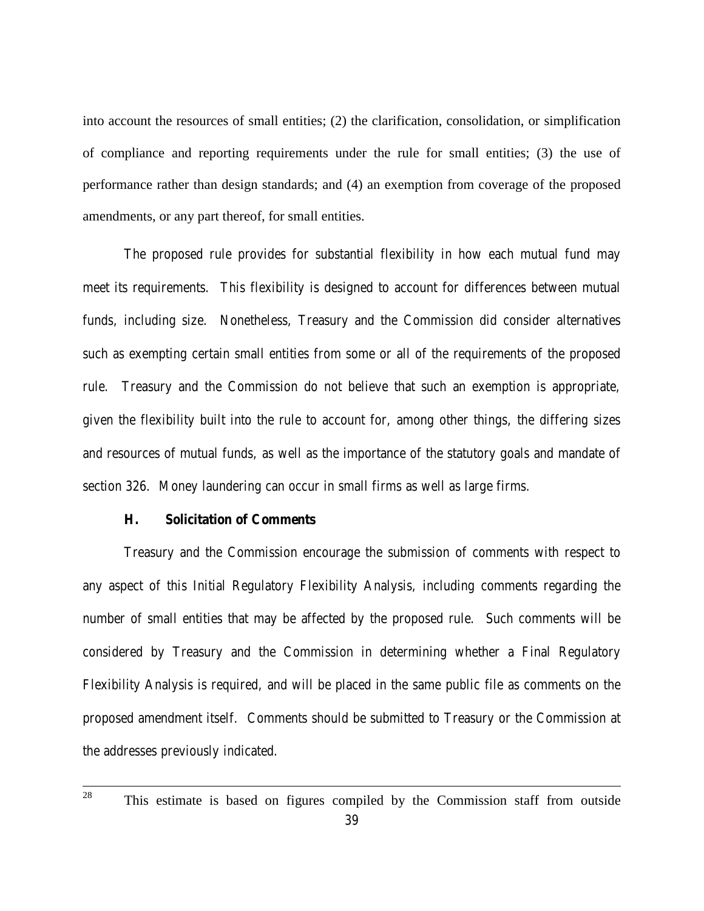into account the resources of small entities; (2) the clarification, consolidation, or simplification of compliance and reporting requirements under the rule for small entities; (3) the use of performance rather than design standards; and (4) an exemption from coverage of the proposed amendments, or any part thereof, for small entities.

The proposed rule provides for substantial flexibility in how each mutual fund may meet its requirements. This flexibility is designed to account for differences between mutual funds, including size. Nonetheless, Treasury and the Commission did consider alternatives such as exempting certain small entities from some or all of the requirements of the proposed rule. Treasury and the Commission do not believe that such an exemption is appropriate, given the flexibility built into the rule to account for, among other things, the differing sizes and resources of mutual funds, as well as the importance of the statutory goals and mandate of section 326. Money laundering can occur in small firms as well as large firms.

### H. Solicitation of Comments

Treasury and the Commission encourage the submission of comments with respect to any aspect of this Initial Regulatory Flexibility Analysis, including comments regarding the number of small entities that may be affected by the proposed rule. Such comments will be considered by Treasury and the Commission in determining whether a Final Regulatory Flexibility Analysis is required, and will be placed in the same public file as comments on the proposed amendment itself. Comments should be submitted to Treasury or the Commission at the addresses previously indicated.

---

[28] This estimate is based on figures compiled by the Commission staff from outside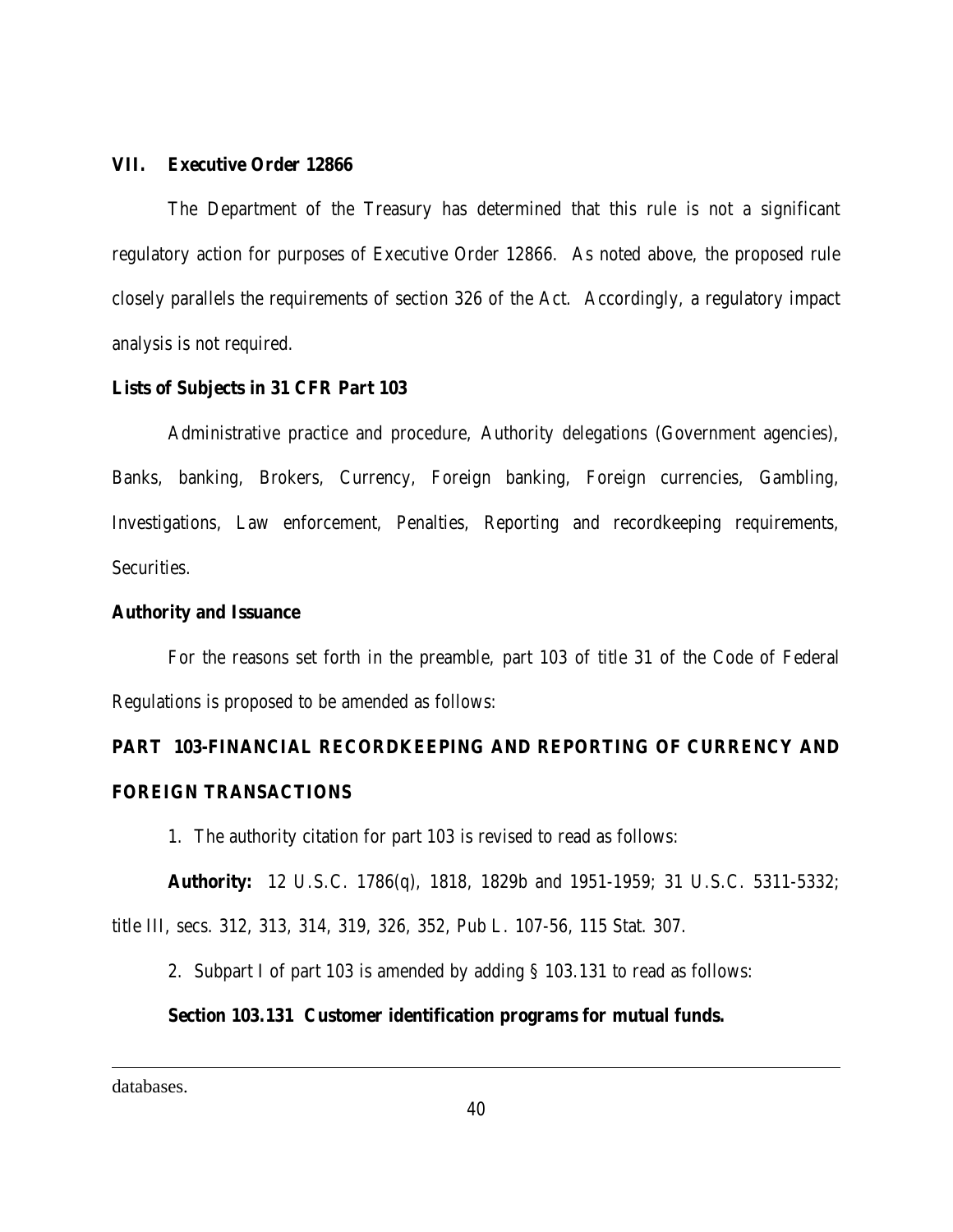## VII. Executive Order 12866

The Department of the Treasury has determined that this rule is not a significant regulatory action for purposes of Executive Order 12866. As noted above, the proposed rule closely parallels the requirements of section 326 of the Act. Accordingly, a regulatory impact analysis is not required.

### Lists of Subjects in 31 CFR Part 103

Administrative practice and procedure, Authority delegations (Government agencies), Banks, banking, Brokers, Currency, Foreign banking, Foreign currencies, Gambling, Investigations, Law enforcement, Penalties, Reporting and recordkeeping requirements, Securities.

### Authority and Issuance

For the reasons set forth in the preamble, part 103 of title 31 of the Code of Federal Regulations is proposed to be amended as follows:

## PART 103-FINANCIAL RECORDKEEPING AND REPORTING OF CURRENCY AND FOREIGN TRANSACTIONS

1. The authority citation for part 103 is revised to read as follows:

**Authority:** 12 U.S.C. 1786(q), 1818, 1829b and 1951-1959; 31 U.S.C. 5311-5332; title III, secs. 312, 313, 314, 319, 326, 352, Pub L. 107-56, 115 Stat. 307.

2. Subpart I of part 103 is amended by adding § 103.131 to read as follows:

**Section 103.131 Customer identification programs for mutual funds.**

---

databases.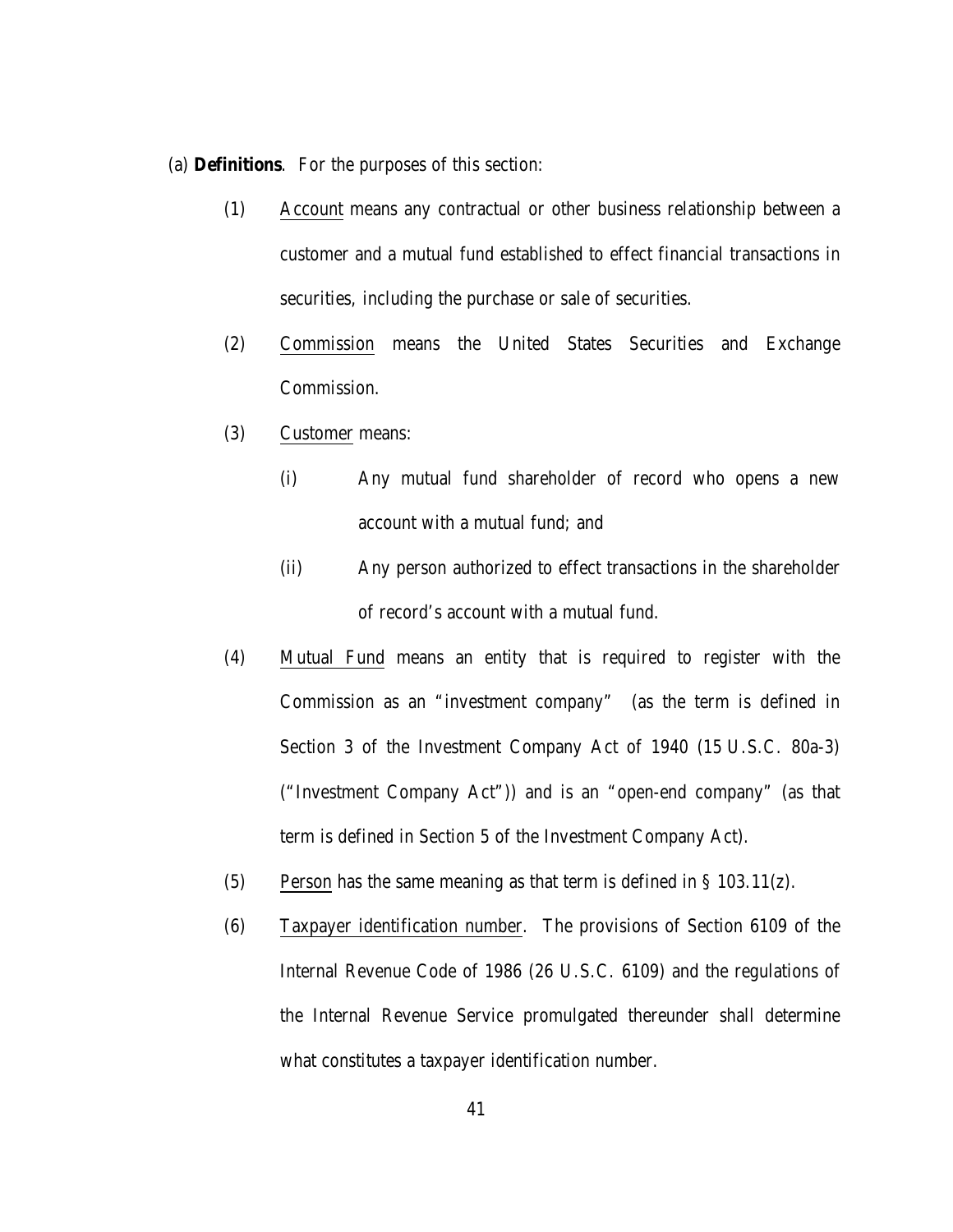(a) **Definitions**. For the purposes of this section:

(1) Account means any contractual or other business relationship between a customer and a mutual fund established to effect financial transactions in securities, including the purchase or sale of securities.

(2) Commission means the United States Securities and Exchange Commission.

(3) Customer means:

(i) Any mutual fund shareholder of record who opens a new account with a mutual fund; and

(ii) Any person authorized to effect transactions in the shareholder of record's account with a mutual fund.

(4) Mutual Fund means an entity that is required to register with the Commission as an "investment company" (as the term is defined in Section 3 of the Investment Company Act of 1940 (15 U.S.C. 80a-3) ("Investment Company Act")) and is an "open-end company" (as that term is defined in Section 5 of the Investment Company Act).

(5) Person has the same meaning as that term is defined in § 103.11(z).

(6) Taxpayer identification number. The provisions of Section 6109 of the Internal Revenue Code of 1986 (26 U.S.C. 6109) and the regulations of the Internal Revenue Service promulgated thereunder shall determine what constitutes a taxpayer identification number.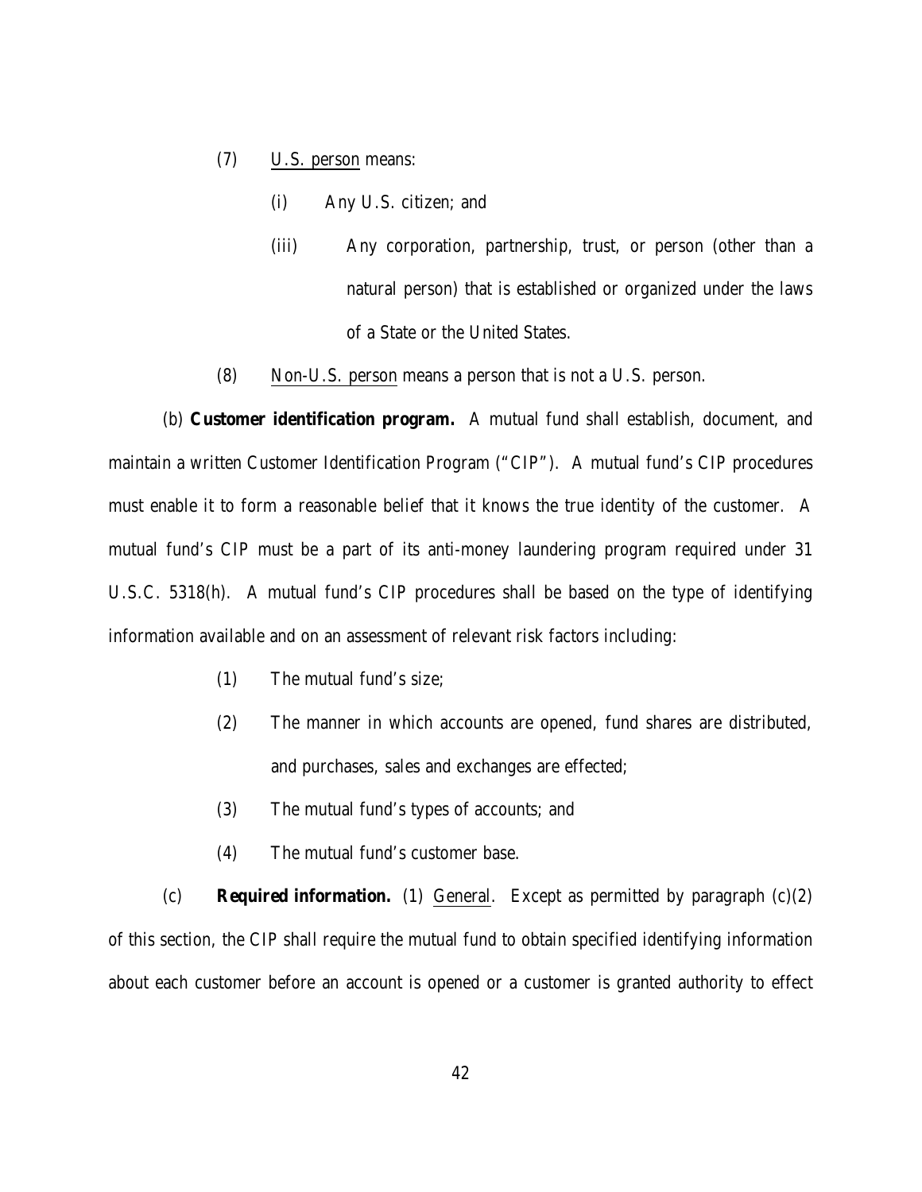(7) U.S. person means:

(i) Any U.S. citizen; and

(iii) Any corporation, partnership, trust, or person (other than a natural person) that is established or organized under the laws of a State or the United States.

(8) Non-U.S. person means a person that is not a U.S. person.

(b) **Customer identification program.** A mutual fund shall establish, document, and maintain a written Customer Identification Program ("CIP"). A mutual fund's CIP procedures must enable it to form a reasonable belief that it knows the true identity of the customer. A mutual fund's CIP must be a part of its anti-money laundering program required under 31 U.S.C. 5318(h). A mutual fund's CIP procedures shall be based on the type of identifying information available and on an assessment of relevant risk factors including:

(1) The mutual fund's size;

(2) The manner in which accounts are opened, fund shares are distributed, and purchases, sales and exchanges are effected;

(3) The mutual fund's types of accounts; and

(4) The mutual fund's customer base.

(c) **Required information.** (1) General. Except as permitted by paragraph (c)(2) of this section, the CIP shall require the mutual fund to obtain specified identifying information about each customer before an account is opened or a customer is granted authority to effect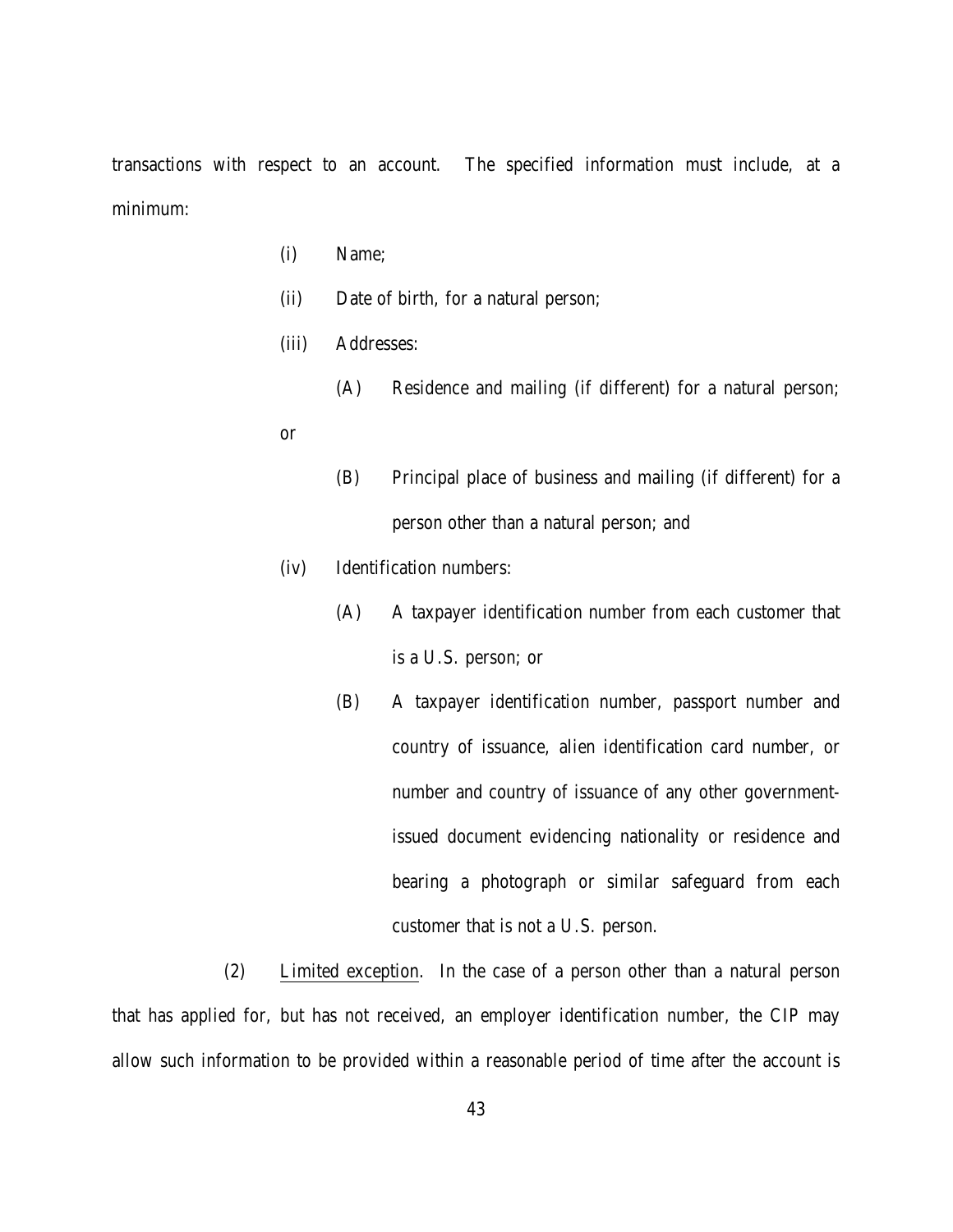transactions with respect to an account. The specified information must include, at a minimum:

(i) Name;

(ii) Date of birth, for a natural person;

(iii) Addresses:

(A) Residence and mailing (if different) for a natural person; or

(B) Principal place of business and mailing (if different) for a person other than a natural person; and

(iv) Identification numbers:

(A) A taxpayer identification number from each customer that is a U.S. person; or

(B) A taxpayer identification number, passport number and country of issuance, alien identification card number, or number and country of issuance of any other government-issued document evidencing nationality or residence and bearing a photograph or similar safeguard from each customer that is not a U.S. person.

(2) Limited exception. In the case of a person other than a natural person that has applied for, but has not received, an employer identification number, the CIP may allow such information to be provided within a reasonable period of time after the account is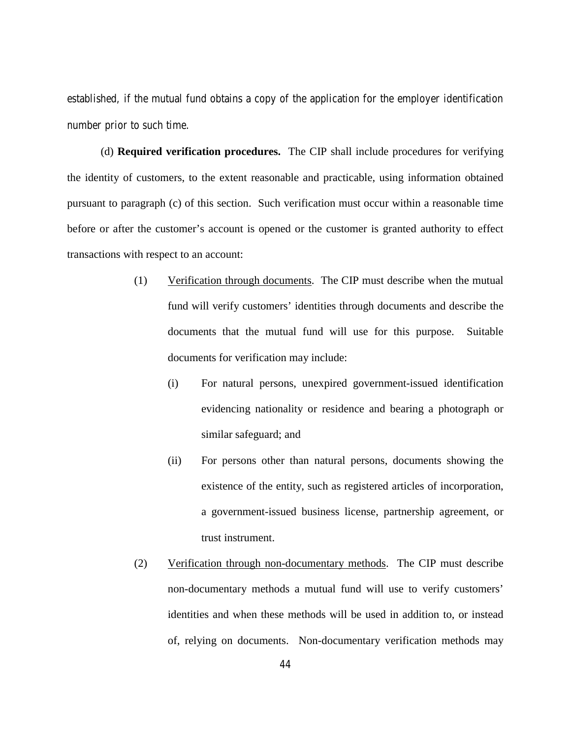established, if the mutual fund obtains a copy of the application for the employer identification number prior to such time.

(d) **Required verification procedures.** The CIP shall include procedures for verifying the identity of customers, to the extent reasonable and practicable, using information obtained pursuant to paragraph (c) of this section. Such verification must occur within a reasonable time before or after the customer's account is opened or the customer is granted authority to effect transactions with respect to an account:

(1) Verification through documents. The CIP must describe when the mutual fund will verify customers' identities through documents and describe the documents that the mutual fund will use for this purpose. Suitable documents for verification may include:

(i) For natural persons, unexpired government-issued identification evidencing nationality or residence and bearing a photograph or similar safeguard; and

(ii) For persons other than natural persons, documents showing the existence of the entity, such as registered articles of incorporation, a government-issued business license, partnership agreement, or trust instrument.

(2) Verification through non-documentary methods. The CIP must describe non-documentary methods a mutual fund will use to verify customers' identities and when these methods will be used in addition to, or instead of, relying on documents. Non-documentary verification methods may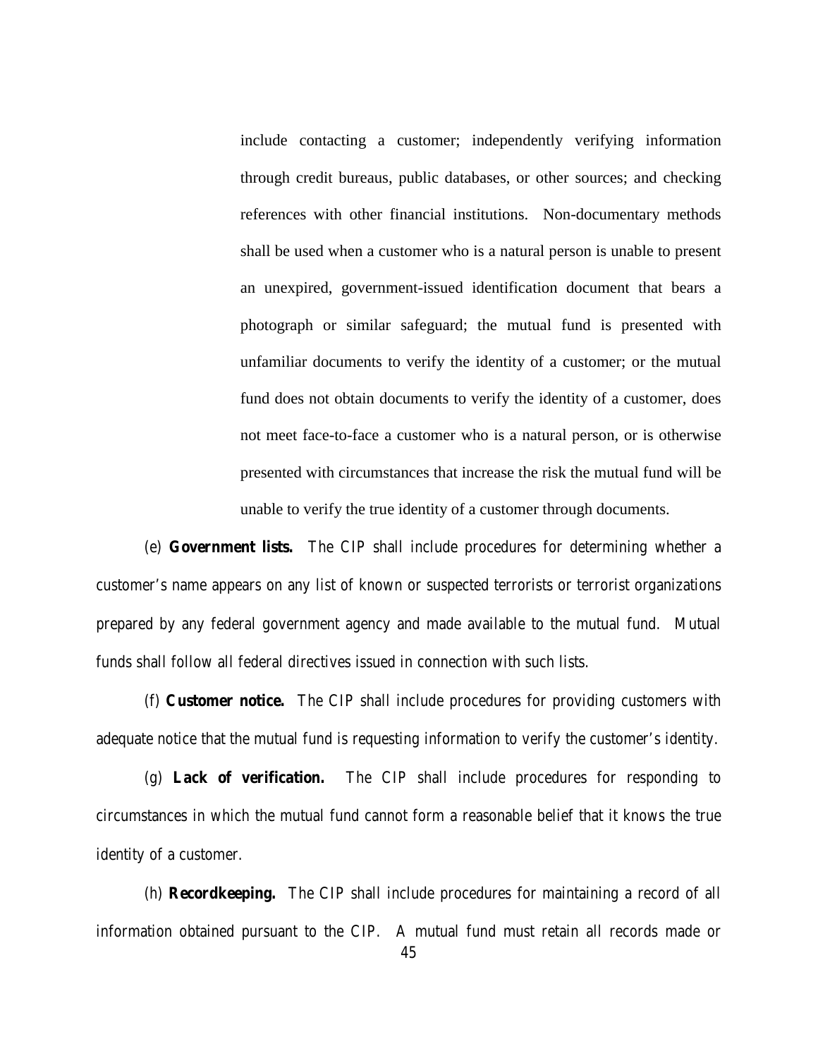include contacting a customer; independently verifying information through credit bureaus, public databases, or other sources; and checking references with other financial institutions. Non-documentary methods shall be used when a customer who is a natural person is unable to present an unexpired, government-issued identification document that bears a photograph or similar safeguard; the mutual fund is presented with unfamiliar documents to verify the identity of a customer; or the mutual fund does not obtain documents to verify the identity of a customer, does not meet face-to-face a customer who is a natural person, or is otherwise presented with circumstances that increase the risk the mutual fund will be unable to verify the true identity of a customer through documents.

(e) **Government lists.** The CIP shall include procedures for determining whether a customer's name appears on any list of known or suspected terrorists or terrorist organizations prepared by any federal government agency and made available to the mutual fund. Mutual funds shall follow all federal directives issued in connection with such lists.

(f) **Customer notice.** The CIP shall include procedures for providing customers with adequate notice that the mutual fund is requesting information to verify the customer's identity.

(g) **Lack of verification.** The CIP shall include procedures for responding to circumstances in which the mutual fund cannot form a reasonable belief that it knows the true identity of a customer.

(h) **Recordkeeping.** The CIP shall include procedures for maintaining a record of all information obtained pursuant to the CIP. A mutual fund must retain all records made or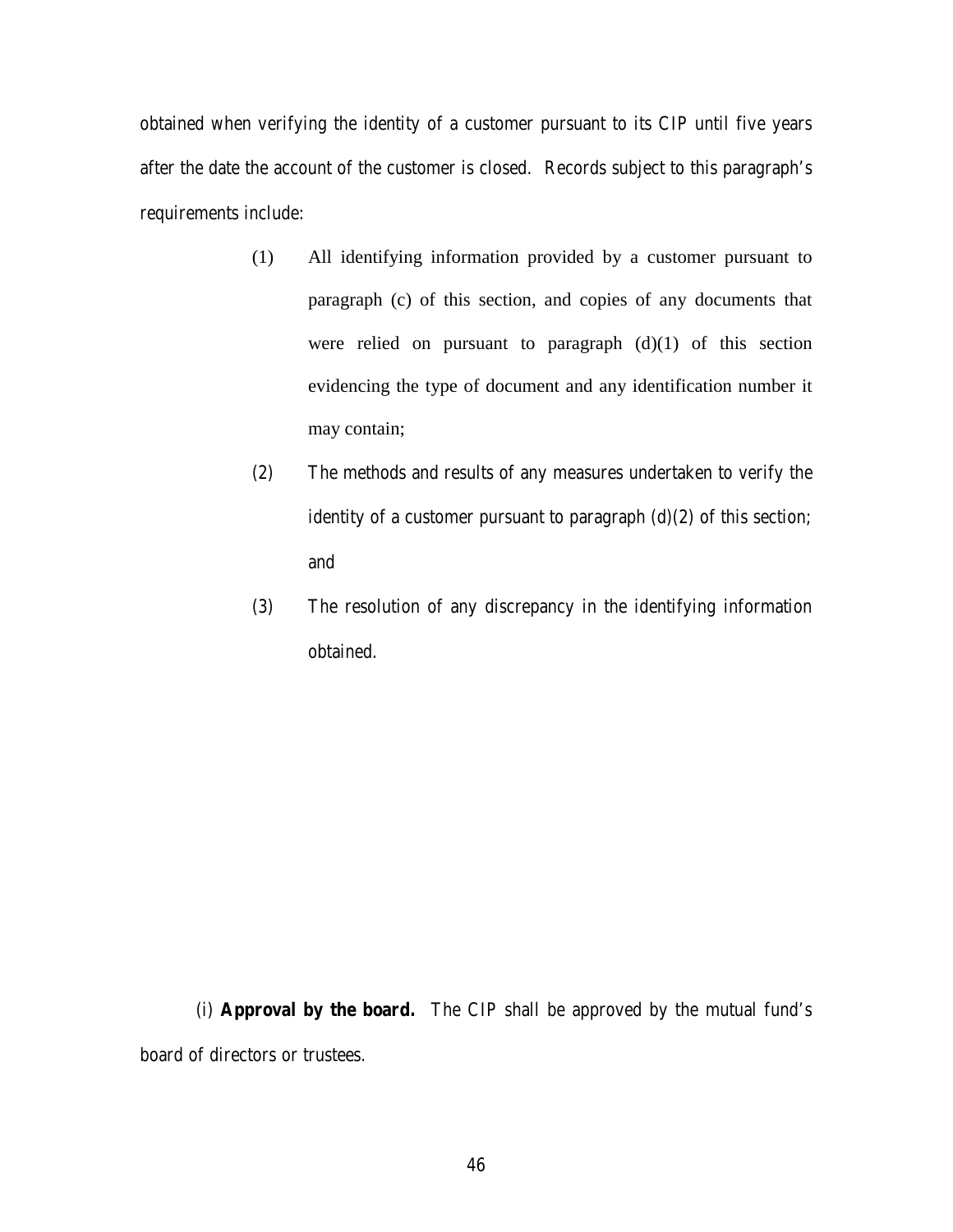obtained when verifying the identity of a customer pursuant to its CIP until five years after the date the account of the customer is closed. Records subject to this paragraph's requirements include:

(1) All identifying information provided by a customer pursuant to paragraph (c) of this section, and copies of any documents that were relied on pursuant to paragraph (d)(1) of this section evidencing the type of document and any identification number it may contain;

(2) The methods and results of any measures undertaken to verify the identity of a customer pursuant to paragraph (d)(2) of this section; and

(3) The resolution of any discrepancy in the identifying information obtained.

(i) **Approval by the board.** The CIP shall be approved by the mutual fund's board of directors or trustees.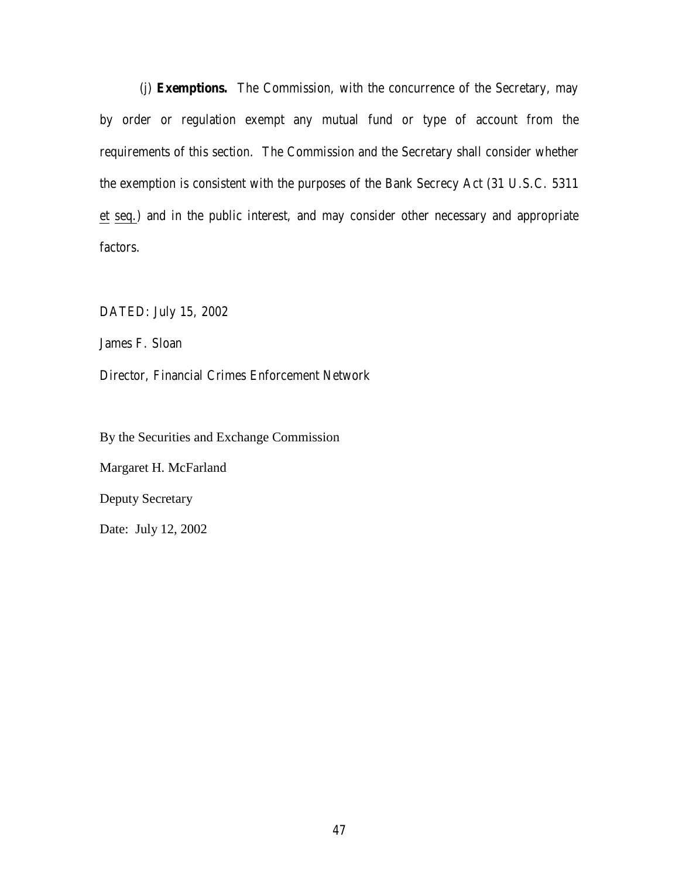(j) **Exemptions.** The Commission, with the concurrence of the Secretary, may by order or regulation exempt any mutual fund or type of account from the requirements of this section. The Commission and the Secretary shall consider whether the exemption is consistent with the purposes of the Bank Secrecy Act (31 U.S.C. 5311 et seq.) and in the public interest, and may consider other necessary and appropriate factors.

DATED: July 15, 2002

James F. Sloan

Director, Financial Crimes Enforcement Network

By the Securities and Exchange Commission

Margaret H. McFarland

Deputy Secretary

Date: July 12, 2002